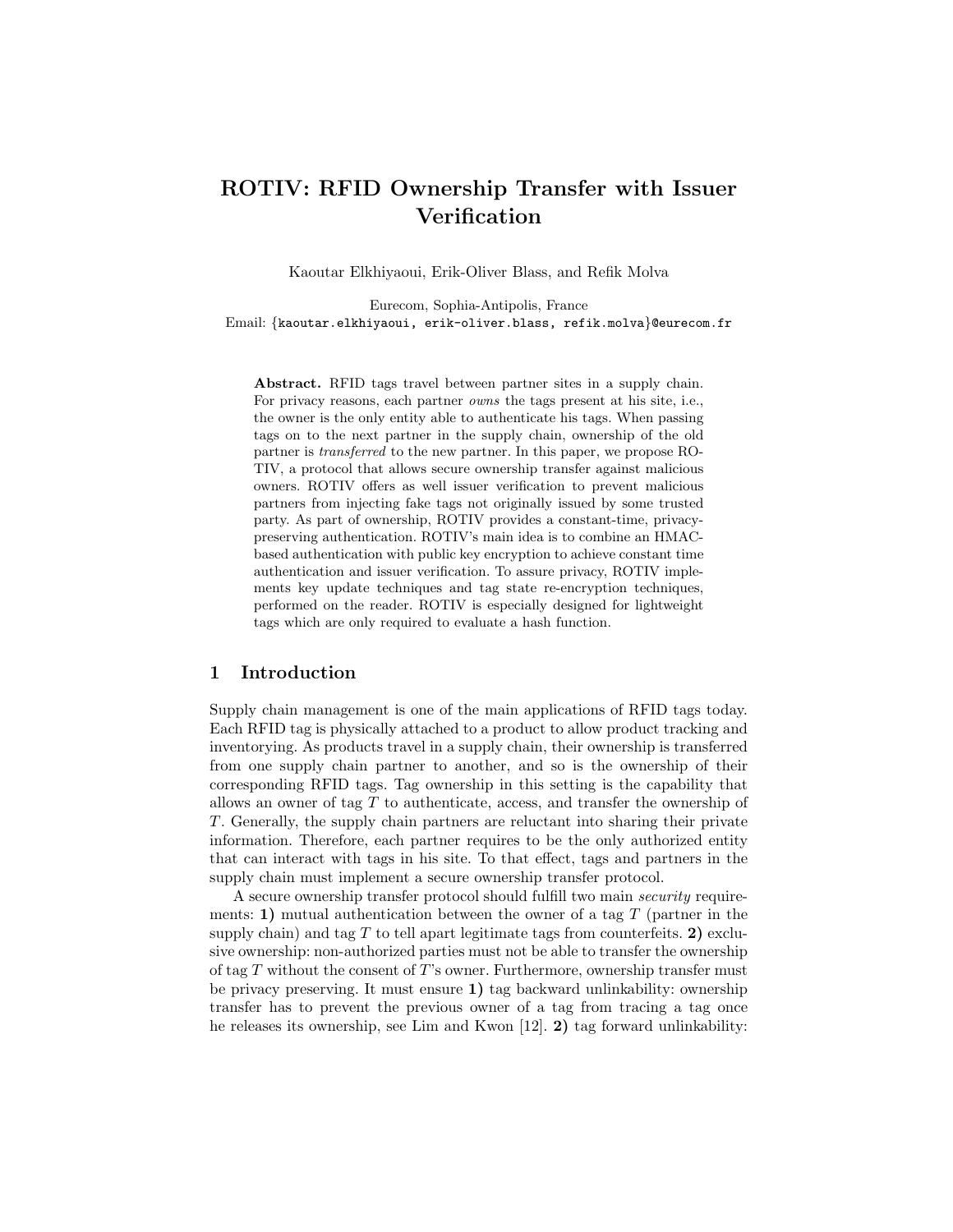# ROTIV: RFID Ownership Transfer with Issuer Verification

Kaoutar Elkhiyaoui, Erik-Oliver Blass, and Refik Molva

Eurecom, Sophia-Antipolis, France
Email: {kaoutar.elkhiyaoui, erik-oliver.blass, refik.molva}@eurecom.fr

**Abstract.** RFID tags travel between partner sites in a supply chain. For privacy reasons, each partner *owns* the tags present at his site, i.e., the owner is the only entity able to authenticate his tags. When passing tags on to the next partner in the supply chain, ownership of the old partner is *transferred* to the new partner. In this paper, we propose ROTIV, a protocol that allows secure ownership transfer against malicious owners. ROTIV offers as well issuer verification to prevent malicious partners from injecting fake tags not originally issued by some trusted party. As part of ownership, ROTIV provides a constant-time, privacy-preserving authentication. ROTIV's main idea is to combine an HMAC-based authentication with public key encryption to achieve constant time authentication and issuer verification. To assure privacy, ROTIV implements key update techniques and tag state re-encryption techniques, performed on the reader. ROTIV is especially designed for lightweight tags which are only required to evaluate a hash function.

## 1 Introduction

Supply chain management is one of the main applications of RFID tags today. Each RFID tag is physically attached to a product to allow product tracking and inventorying. As products travel in a supply chain, their ownership is transferred from one supply chain partner to another, and so is the ownership of their corresponding RFID tags. Tag ownership in this setting is the capability that allows an owner of tag $T$ to authenticate, access, and transfer the ownership of $T$. Generally, the supply chain partners are reluctant into sharing their private information. Therefore, each partner requires to be the only authorized entity that can interact with tags in his site. To that effect, tags and partners in the supply chain must implement a secure ownership transfer protocol.

A secure ownership transfer protocol should fulfill two main *security* requirements: **1)** mutual authentication between the owner of a tag $T$ (partner in the supply chain) and tag $T$ to tell apart legitimate tags from counterfeits. **2)** exclusive ownership: non-authorized parties must not be able to transfer the ownership of tag $T$ without the consent of $T$'s owner. Furthermore, ownership transfer must be privacy preserving. It must ensure **1)** tag backward unlinkability: ownership transfer has to prevent the previous owner of a tag from tracing a tag once he releases its ownership, see Lim and Kwon [12]. **2)** tag forward unlinkability: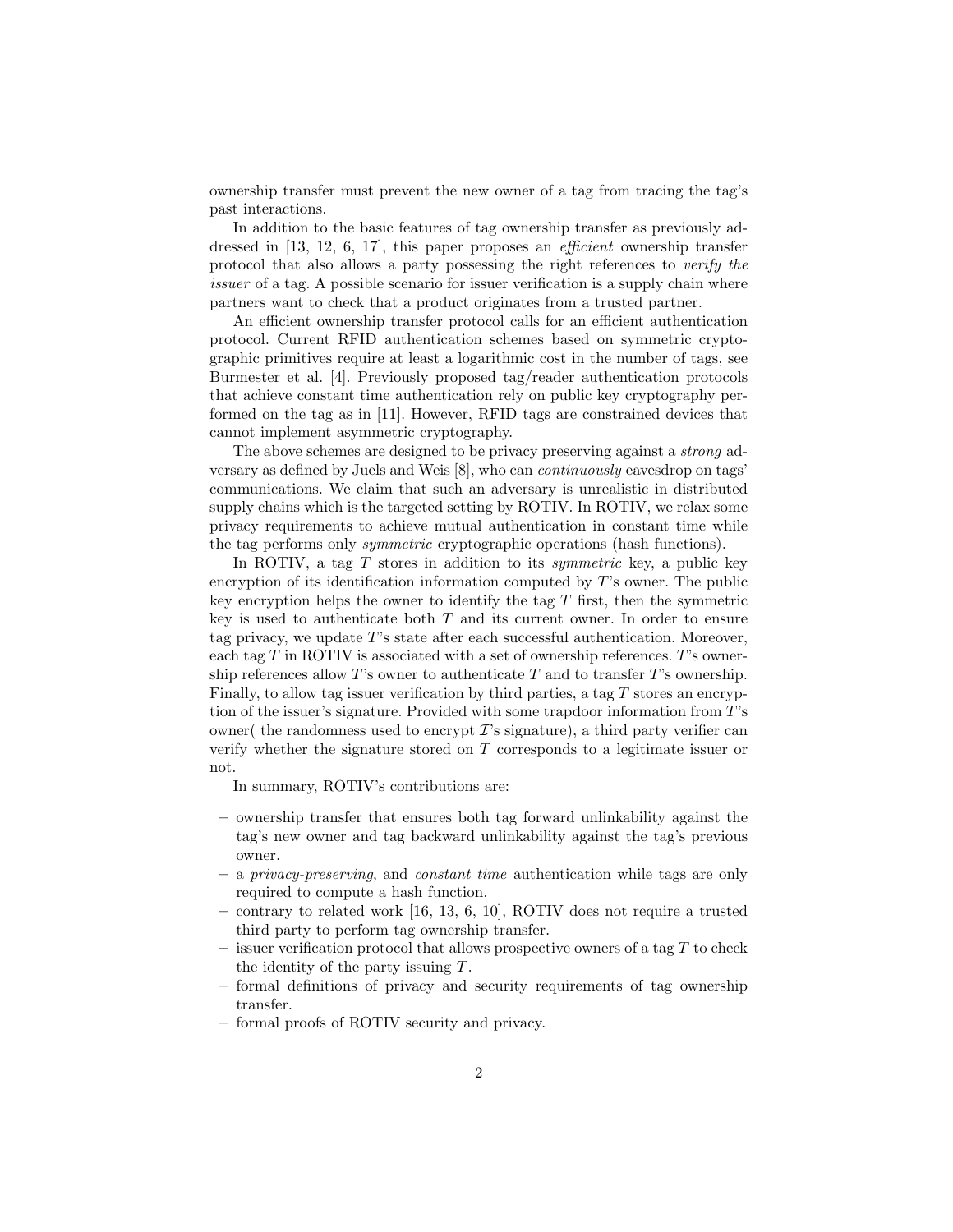ownership transfer must prevent the new owner of a tag from tracing the tag's past interactions.

In addition to the basic features of tag ownership transfer as previously addressed in [13, 12, 6, 17], this paper proposes an *efficient* ownership transfer protocol that also allows a party possessing the right references to *verify the issuer* of a tag. A possible scenario for issuer verification is a supply chain where partners want to check that a product originates from a trusted partner.

An efficient ownership transfer protocol calls for an efficient authentication protocol. Current RFID authentication schemes based on symmetric cryptographic primitives require at least a logarithmic cost in the number of tags, see Burmester et al. [4]. Previously proposed tag/reader authentication protocols that achieve constant time authentication rely on public key cryptography performed on the tag as in [11]. However, RFID tags are constrained devices that cannot implement asymmetric cryptography.

The above schemes are designed to be privacy preserving against a *strong* adversary as defined by Juels and Weis [8], who can *continuously* eavesdrop on tags' communications. We claim that such an adversary is unrealistic in distributed supply chains which is the targeted setting by ROTIV. In ROTIV, we relax some privacy requirements to achieve mutual authentication in constant time while the tag performs only *symmetric* cryptographic operations (hash functions).

In ROTIV, a tag $T$ stores in addition to its *symmetric* key, a public key encryption of its identification information computed by $T$'s owner. The public key encryption helps the owner to identify the tag $T$ first, then the symmetric key is used to authenticate both $T$ and its current owner. In order to ensure tag privacy, we update $T$'s state after each successful authentication. Moreover, each tag $T$ in ROTIV is associated with a set of ownership references. $T$'s ownership references allow $T$'s owner to authenticate $T$ and to transfer $T$'s ownership. Finally, to allow tag issuer verification by third parties, a tag $T$ stores an encryption of the issuer's signature. Provided with some trapdoor information from $T$'s owner( the randomness used to encrypt $\mathcal{I}$'s signature), a third party verifier can verify whether the signature stored on $T$ corresponds to a legitimate issuer or not.

In summary, ROTIV's contributions are:

- ownership transfer that ensures both tag forward unlinkability against the tag's new owner and tag backward unlinkability against the tag's previous owner.
- a *privacy-preserving*, and *constant time* authentication while tags are only required to compute a hash function.
- contrary to related work [16, 13, 6, 10], ROTIV does not require a trusted third party to perform tag ownership transfer.
- issuer verification protocol that allows prospective owners of a tag $T$ to check the identity of the party issuing $T$.
- formal definitions of privacy and security requirements of tag ownership transfer.
- formal proofs of ROTIV security and privacy.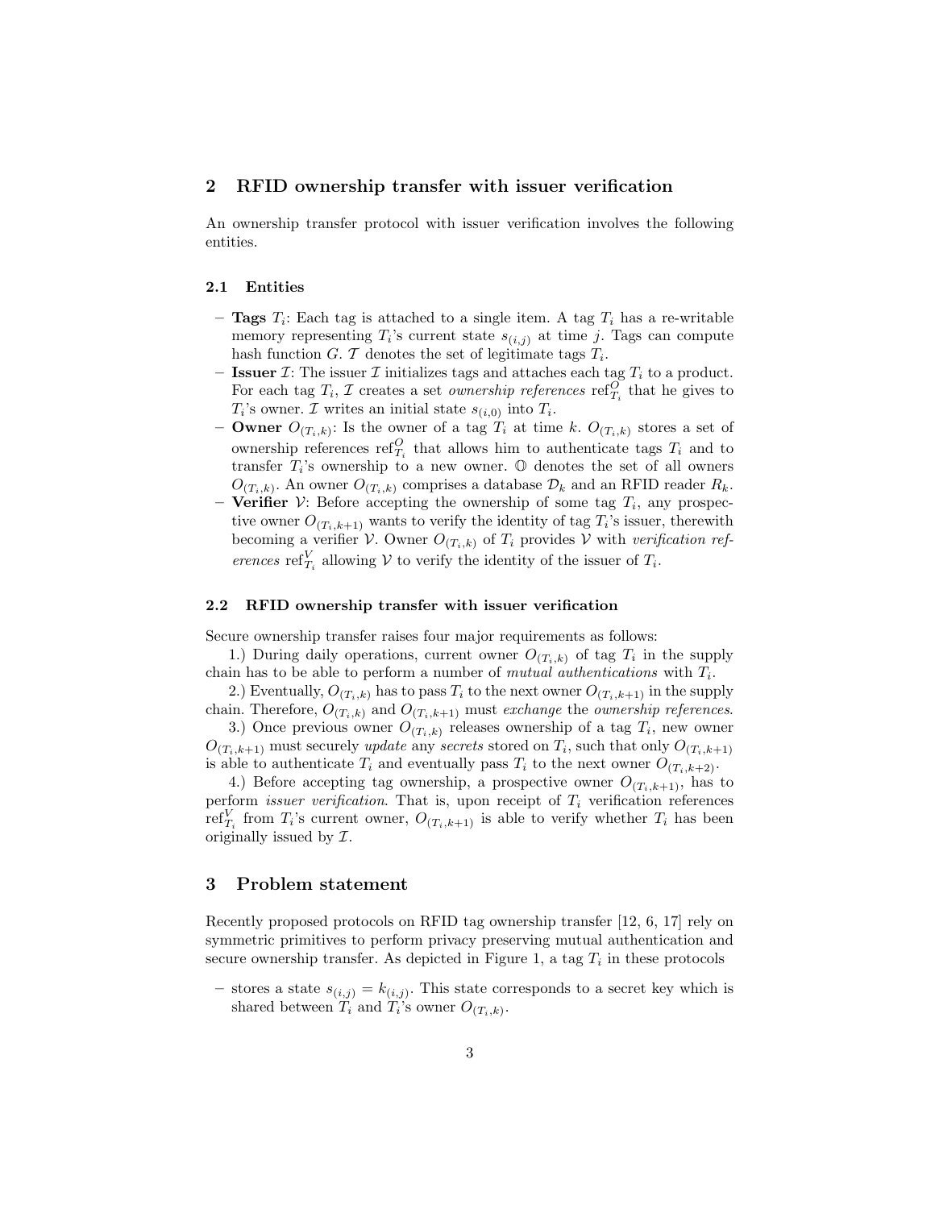## 2 RFID ownership transfer with issuer verification

An ownership transfer protocol with issuer verification involves the following entities.

### 2.1 Entities

- **Tags** $T_i$: Each tag is attached to a single item. A tag $T_i$ has a re-writable memory representing $T_i$'s current state $s_{(i,j)}$ at time $j$. Tags can compute hash function $G$. $\mathcal{T}$ denotes the set of legitimate tags $T_i$.
- **Issuer** $\mathcal{I}$: The issuer $\mathcal{I}$ initializes tags and attaches each tag $T_i$ to a product. For each tag $T_i$, $\mathcal{I}$ creates a set *ownership references* $\text{ref}^O_{T_i}$ that he gives to $T_i$'s owner. $\mathcal{I}$ writes an initial state $s_{(i,0)}$ into $T_i$.
- **Owner** $O_{(T_i,k)}$: Is the owner of a tag $T_i$ at time $k$. $O_{(T_i,k)}$ stores a set of ownership references $\text{ref}^O_{T_i}$ that allows him to authenticate tags $T_i$ and to transfer $T_i$'s ownership to a new owner. $\mathbb{O}$ denotes the set of all owners $O_{(T_i,k)}$. An owner $O_{(T_i,k)}$ comprises a database $\mathcal{D}_k$ and an RFID reader $R_k$.
- **Verifier** $\mathcal{V}$: Before accepting the ownership of some tag $T_i$, any prospective owner $O_{(T_i,k+1)}$ wants to verify the identity of tag $T_i$'s issuer, therewith becoming a verifier $\mathcal{V}$. Owner $O_{(T_i,k)}$ of $T_i$ provides $\mathcal{V}$ with *verification references* $\text{ref}^V_{T_i}$ allowing $\mathcal{V}$ to verify the identity of the issuer of $T_i$.

### 2.2 RFID ownership transfer with issuer verification

Secure ownership transfer raises four major requirements as follows:

1.) During daily operations, current owner $O_{(T_i,k)}$ of tag $T_i$ in the supply chain has to be able to perform a number of *mutual authentications* with $T_i$.

2.) Eventually, $O_{(T_i,k)}$ has to pass $T_i$ to the next owner $O_{(T_i,k+1)}$ in the supply chain. Therefore, $O_{(T_i,k)}$ and $O_{(T_i,k+1)}$ must *exchange* the *ownership references*.

3.) Once previous owner $O_{(T_i,k)}$ releases ownership of a tag $T_i$, new owner $O_{(T_i,k+1)}$ must securely *update* any *secrets* stored on $T_i$, such that only $O_{(T_i,k+1)}$ is able to authenticate $T_i$ and eventually pass $T_i$ to the next owner $O_{(T_i,k+2)}$.

4.) Before accepting tag ownership, a prospective owner $O_{(T_i,k+1)}$, has to perform *issuer verification*. That is, upon receipt of $T_i$ verification references $\text{ref}^V_{T_i}$ from $T_i$'s current owner, $O_{(T_i,k+1)}$ is able to verify whether $T_i$ has been originally issued by $\mathcal{I}$.

## 3 Problem statement

Recently proposed protocols on RFID tag ownership transfer [12, 6, 17] rely on symmetric primitives to perform privacy preserving mutual authentication and secure ownership transfer. As depicted in Figure 1, a tag $T_i$ in these protocols

- stores a state $s_{(i,j)} = k_{(i,j)}$. This state corresponds to a secret key which is shared between $T_i$ and $T_i$'s owner $O_{(T_i,k)}$.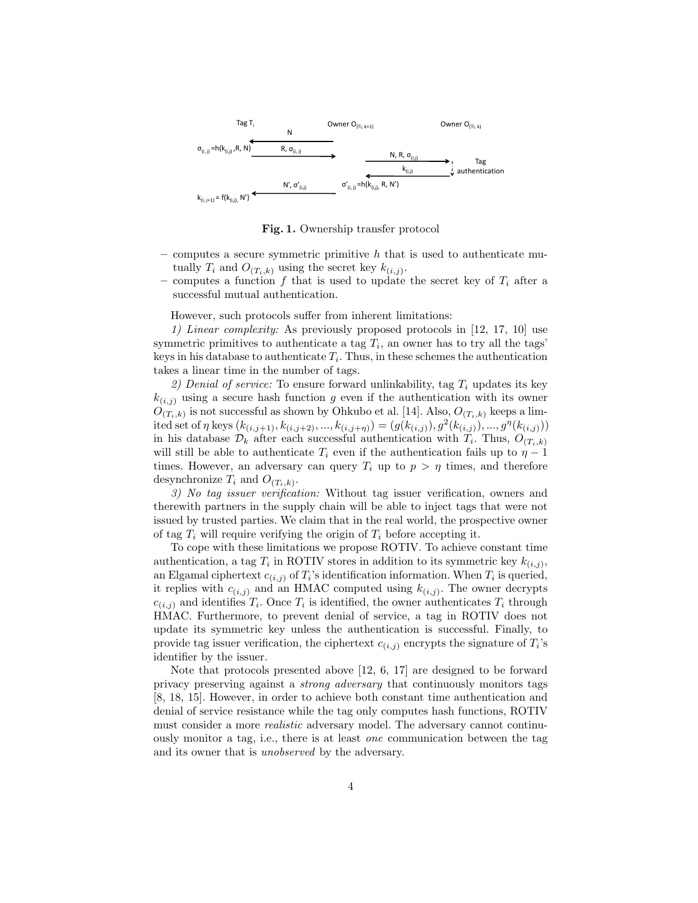**Fig. 1.** Ownership transfer protocol

- computes a secure symmetric primitive $h$ that is used to authenticate mutually $T_i$ and $O_{(T_i,k)}$ using the secret key $k_{(i,j)}$.
- computes a function $f$ that is used to update the secret key of $T_i$ after a successful mutual authentication.

However, such protocols suffer from inherent limitations:

*1) Linear complexity:* As previously proposed protocols in [12, 17, 10] use symmetric primitives to authenticate a tag $T_i$, an owner has to try all the tags' keys in his database to authenticate $T_i$. Thus, in these schemes the authentication takes a linear time in the number of tags.

*2) Denial of service:* To ensure forward unlinkability, tag $T_i$ updates its key $k_{(i,j)}$ using a secure hash function $g$ even if the authentication with its owner $O_{(T_i,k)}$ is not successful as shown by Ohkubo et al. [14]. Also, $O_{(T_i,k)}$ keeps a limited set of $\eta$ keys $(k_{(i,j+1)}, k_{(i,j+2)}, ..., k_{(i,j+\eta)}) = (g(k_{(i,j)}), g^2(k_{(i,j)}), ..., g^\eta(k_{(i,j)}))$ in his database $\mathcal{D}_k$ after each successful authentication with $T_i$. Thus, $O_{(T_i,k)}$ will still be able to authenticate $T_i$ even if the authentication fails up to $\eta - 1$ times. However, an adversary can query $T_i$ up to $p > \eta$ times, and therefore desynchronize $T_i$ and $O_{(T_i,k)}$.

*3) No tag issuer verification:* Without tag issuer verification, owners and therewith partners in the supply chain will be able to inject tags that were not issued by trusted parties. We claim that in the real world, the prospective owner of tag $T_i$ will require verifying the origin of $T_i$ before accepting it.

To cope with these limitations we propose ROTIV. To achieve constant time authentication, a tag $T_i$ in ROTIV stores in addition to its symmetric key $k_{(i,j)}$, an Elgamal ciphertext $c_{(i,j)}$ of $T_i$'s identification information. When $T_i$ is queried, it replies with $c_{(i,j)}$ and an HMAC computed using $k_{(i,j)}$. The owner decrypts $c_{(i,j)}$ and identifies $T_i$. Once $T_i$ is identified, the owner authenticates $T_i$ through HMAC. Furthermore, to prevent denial of service, a tag in ROTIV does not update its symmetric key unless the authentication is successful. Finally, to provide tag issuer verification, the ciphertext $c_{(i,j)}$ encrypts the signature of $T_i$'s identifier by the issuer.

Note that protocols presented above [12, 6, 17] are designed to be forward privacy preserving against a *strong adversary* that continuously monitors tags [8, 18, 15]. However, in order to achieve both constant time authentication and denial of service resistance while the tag only computes hash functions, ROTIV must consider a more *realistic* adversary model. The adversary cannot continuously monitor a tag, i.e., there is at least *one* communication between the tag and its owner that is *unobserved* by the adversary.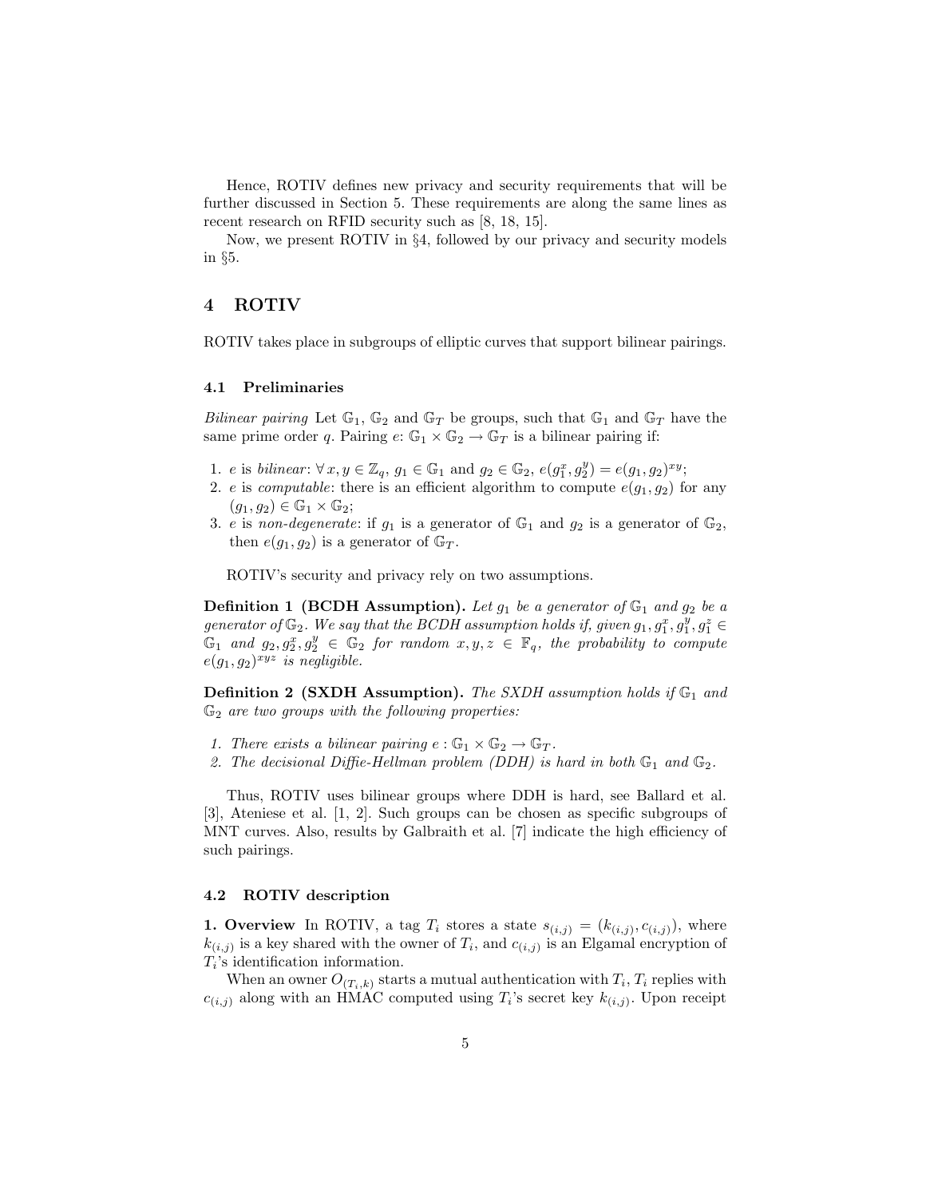Hence, ROTIV defines new privacy and security requirements that will be further discussed in Section 5. These requirements are along the same lines as recent research on RFID security such as [8, 18, 15].

Now, we present ROTIV in §4, followed by our privacy and security models in §5.

## 4 ROTIV

ROTIV takes place in subgroups of elliptic curves that support bilinear pairings.

### 4.1 Preliminaries

*Bilinear pairing* Let $\mathbb{G}_1$, $\mathbb{G}_2$ and $\mathbb{G}_T$ be groups, such that $\mathbb{G}_1$ and $\mathbb{G}_T$ have the same prime order $q$. Pairing $e$: $\mathbb{G}_1 \times \mathbb{G}_2 \rightarrow \mathbb{G}_T$ is a bilinear pairing if:

1. $e$ is *bilinear*: $\forall\, x, y \in \mathbb{Z}_q$, $g_1 \in \mathbb{G}_1$ and $g_2 \in \mathbb{G}_2$, $e(g_1^x, g_2^y) = e(g_1, g_2)^{xy}$;
2. $e$ is *computable*: there is an efficient algorithm to compute $e(g_1, g_2)$ for any $(g_1, g_2) \in \mathbb{G}_1 \times \mathbb{G}_2$;
3. $e$ is *non-degenerate*: if $g_1$ is a generator of $\mathbb{G}_1$ and $g_2$ is a generator of $\mathbb{G}_2$, then $e(g_1, g_2)$ is a generator of $\mathbb{G}_T$.

ROTIV's security and privacy rely on two assumptions.

**Definition 1 (BCDH Assumption).** *Let $g_1$ be a generator of $\mathbb{G}_1$ and $g_2$ be a generator of $\mathbb{G}_2$. We say that the BCDH assumption holds if, given $g_1, g_1^x, g_1^y, g_1^z \in \mathbb{G}_1$ and $g_2, g_2^x, g_2^y \in \mathbb{G}_2$ for random $x, y, z \in \mathbb{F}_q$, the probability to compute $e(g_1, g_2)^{xyz}$ is negligible.*

**Definition 2 (SXDH Assumption).** *The SXDH assumption holds if $\mathbb{G}_1$ and $\mathbb{G}_2$ are two groups with the following properties:*

1. *There exists a bilinear pairing $e : \mathbb{G}_1 \times \mathbb{G}_2 \rightarrow \mathbb{G}_T$.*
2. *The decisional Diffie-Hellman problem (DDH) is hard in both $\mathbb{G}_1$ and $\mathbb{G}_2$.*

Thus, ROTIV uses bilinear groups where DDH is hard, see Ballard et al. [3], Ateniese et al. [1, 2]. Such groups can be chosen as specific subgroups of MNT curves. Also, results by Galbraith et al. [7] indicate the high efficiency of such pairings.

### 4.2 ROTIV description

**1. Overview** In ROTIV, a tag $T_i$ stores a state $s_{(i,j)} = (k_{(i,j)}, c_{(i,j)})$, where $k_{(i,j)}$ is a key shared with the owner of $T_i$, and $c_{(i,j)}$ is an Elgamal encryption of $T_i$'s identification information.

When an owner $O_{(T_i,k)}$ starts a mutual authentication with $T_i$, $T_i$ replies with $c_{(i,j)}$ along with an HMAC computed using $T_i$'s secret key $k_{(i,j)}$. Upon receipt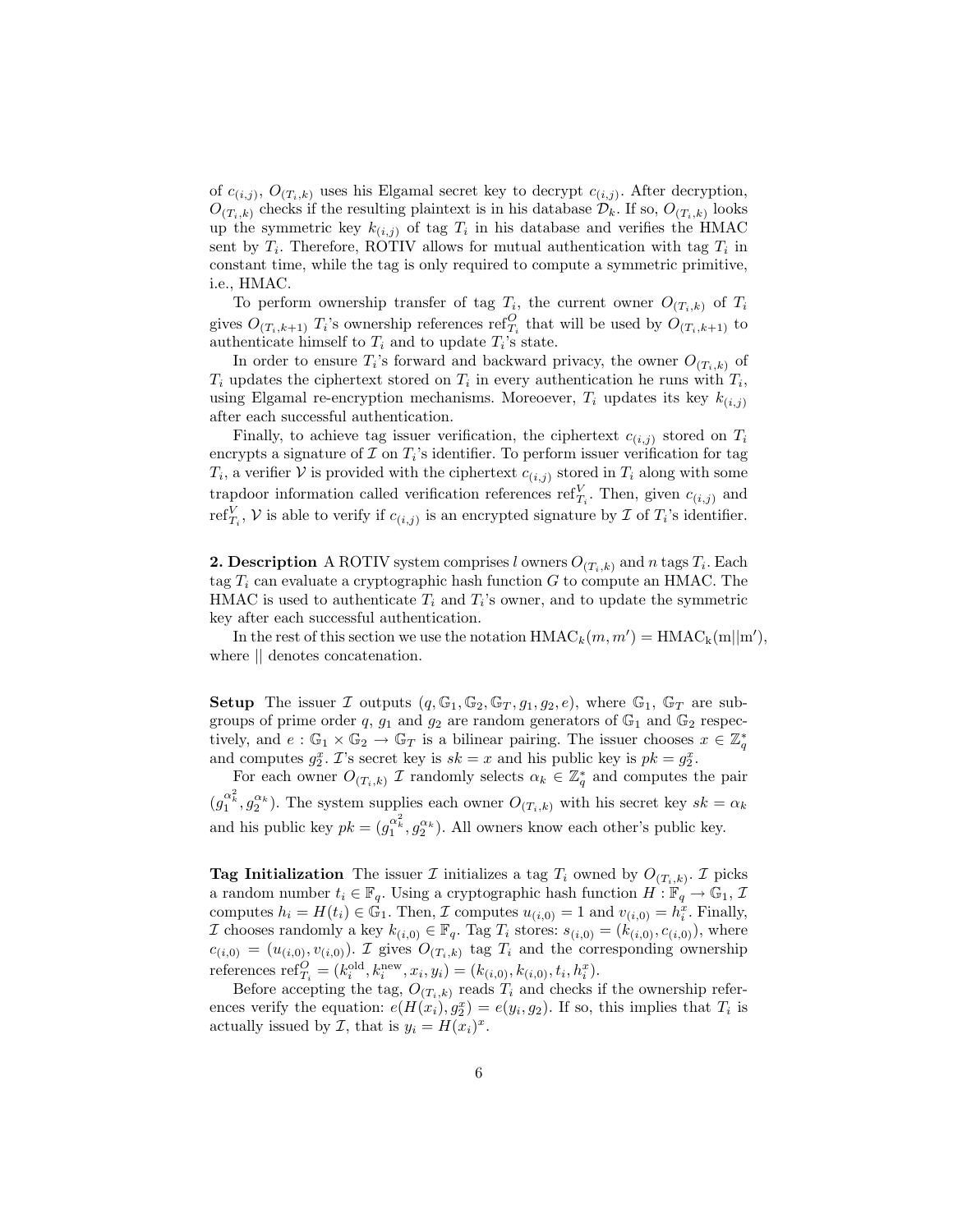of $c_{(i,j)}$, $O_{(T_i,k)}$ uses his Elgamal secret key to decrypt $c_{(i,j)}$. After decryption, $O_{(T_i,k)}$ checks if the resulting plaintext is in his database $\mathcal{D}_k$. If so, $O_{(T_i,k)}$ looks up the symmetric key $k_{(i,j)}$ of tag $T_i$ in his database and verifies the HMAC sent by $T_i$. Therefore, ROTIV allows for mutual authentication with tag $T_i$ in constant time, while the tag is only required to compute a symmetric primitive, i.e., HMAC.

To perform ownership transfer of tag $T_i$, the current owner $O_{(T_i,k)}$ of $T_i$ gives $O_{(T_i,k+1)}$ $T_i$'s ownership references $\text{ref}^O_{T_i}$ that will be used by $O_{(T_i,k+1)}$ to authenticate himself to $T_i$ and to update $T_i$'s state.

In order to ensure $T_i$'s forward and backward privacy, the owner $O_{(T_i,k)}$ of $T_i$ updates the ciphertext stored on $T_i$ in every authentication he runs with $T_i$, using Elgamal re-encryption mechanisms. Moreoever, $T_i$ updates its key $k_{(i,j)}$ after each successful authentication.

Finally, to achieve tag issuer verification, the ciphertext $c_{(i,j)}$ stored on $T_i$ encrypts a signature of $\mathcal{I}$ on $T_i$'s identifier. To perform issuer verification for tag $T_i$, a verifier $\mathcal{V}$ is provided with the ciphertext $c_{(i,j)}$ stored in $T_i$ along with some trapdoor information called verification references $\text{ref}^V_{T_i}$. Then, given $c_{(i,j)}$ and $\text{ref}^V_{T_i}$, $\mathcal{V}$ is able to verify if $c_{(i,j)}$ is an encrypted signature by $\mathcal{I}$ of $T_i$'s identifier.

**2. Description** A ROTIV system comprises $l$ owners $O_{(T_i,k)}$ and $n$ tags $T_i$. Each tag $T_i$ can evaluate a cryptographic hash function $G$ to compute an HMAC. The HMAC is used to authenticate $T_i$ and $T_i$'s owner, and to update the symmetric key after each successful authentication.

In the rest of this section we use the notation $\text{HMAC}_k(m, m') = \text{HMAC}_k(m||m')$, where $||$ denotes concatenation.

**Setup** The issuer $\mathcal{I}$ outputs $(q, \mathbb{G}_1, \mathbb{G}_2, \mathbb{G}_T, g_1, g_2, e)$, where $\mathbb{G}_1$, $\mathbb{G}_T$ are subgroups of prime order $q$, $g_1$ and $g_2$ are random generators of $\mathbb{G}_1$ and $\mathbb{G}_2$ respectively, and $e : \mathbb{G}_1 \times \mathbb{G}_2 \rightarrow \mathbb{G}_T$ is a bilinear pairing. The issuer chooses $x \in \mathbb{Z}_q^*$ and computes $g_2^x$. $\mathcal{I}$'s secret key is $sk = x$ and his public key is $pk = g_2^x$.

For each owner $O_{(T_i,k)}$ $\mathcal{I}$ randomly selects $\alpha_k \in \mathbb{Z}_q^*$ and computes the pair $(g_1^{\alpha_k^2}, g_2^{\alpha_k})$. The system supplies each owner $O_{(T_i,k)}$ with his secret key $sk = \alpha_k$ and his public key $pk = (g_1^{\alpha_k^2}, g_2^{\alpha_k})$. All owners know each other's public key.

**Tag Initialization** The issuer $\mathcal{I}$ initializes a tag $T_i$ owned by $O_{(T_i,k)}$. $\mathcal{I}$ picks a random number $t_i \in \mathbb{F}_q$. Using a cryptographic hash function $H : \mathbb{F}_q \rightarrow \mathbb{G}_1$, $\mathcal{I}$ computes $h_i = H(t_i) \in \mathbb{G}_1$. Then, $\mathcal{I}$ computes $u_{(i,0)} = 1$ and $v_{(i,0)} = h_i^x$. Finally, $\mathcal{I}$ chooses randomly a key $k_{(i,0)} \in \mathbb{F}_q$. Tag $T_i$ stores: $s_{(i,0)} = (k_{(i,0)}, c_{(i,0)})$, where $c_{(i,0)} = (u_{(i,0)}, v_{(i,0)})$. $\mathcal{I}$ gives $O_{(T_i,k)}$ tag $T_i$ and the corresponding ownership references $\text{ref}^O_{T_i} = (k_i^{\text{old}}, k_i^{\text{new}}, x_i, y_i) = (k_{(i,0)}, k_{(i,0)}, t_i, h_i^x)$.

Before accepting the tag, $O_{(T_i,k)}$ reads $T_i$ and checks if the ownership references verify the equation: $e(H(x_i), g_2^x) = e(y_i, g_2)$. If so, this implies that $T_i$ is actually issued by $\mathcal{I}$, that is $y_i = H(x_i)^x$.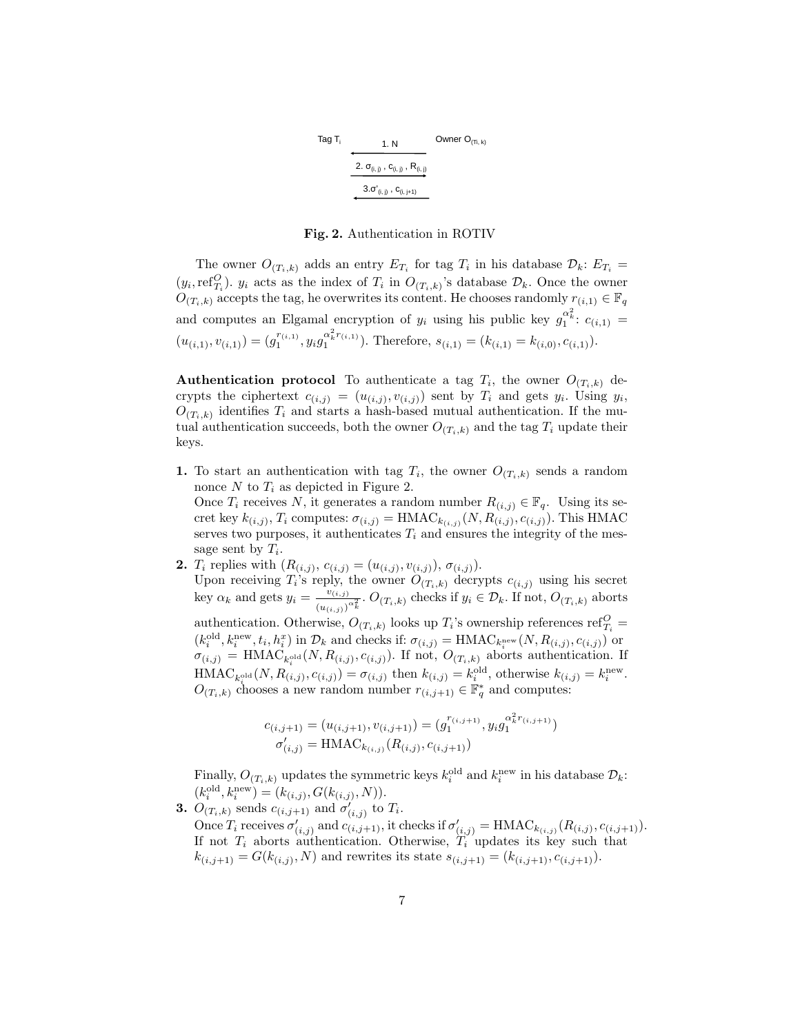Tag $T_i$ — Owner $O_{(T_i,k)}$

1. $N$ (Owner → Tag)

2. $\sigma_{(i,j)}$ , $c_{(i,j)}$ , $R_{(i,j)}$ (Tag → Owner)

3. $\sigma'_{(i,j)}$ , $c_{(i,j+1)}$ (Owner → Tag)

**Fig. 2.** Authentication in ROTIV

The owner $O_{(T_i,k)}$ adds an entry $E_{T_i}$ for tag $T_i$ in his database $\mathcal{D}_k$: $E_{T_i} = (y_i, \text{ref}^O_{T_i})$. $y_i$ acts as the index of $T_i$ in $O_{(T_i,k)}$'s database $\mathcal{D}_k$. Once the owner $O_{(T_i,k)}$ accepts the tag, he overwrites its content. He chooses randomly $r_{(i,1)} \in \mathbb{F}_q$ and computes an Elgamal encryption of $y_i$ using his public key $g_1^{\alpha_k^2}$: $c_{(i,1)} = (u_{(i,1)}, v_{(i,1)}) = (g_1^{r_{(i,1)}}, y_i g_1^{\alpha_k^2 r_{(i,1)}})$. Therefore, $s_{(i,1)} = (k_{(i,1)} = k_{(i,0)}, c_{(i,1)})$.

**Authentication protocol** To authenticate a tag $T_i$, the owner $O_{(T_i,k)}$ decrypts the ciphertext $c_{(i,j)} = (u_{(i,j)}, v_{(i,j)})$ sent by $T_i$ and gets $y_i$. Using $y_i$, $O_{(T_i,k)}$ identifies $T_i$ and starts a hash-based mutual authentication. If the mutual authentication succeeds, both the owner $O_{(T_i,k)}$ and the tag $T_i$ update their keys.

**1.** To start an authentication with tag $T_i$, the owner $O_{(T_i,k)}$ sends a random nonce $N$ to $T_i$ as depicted in Figure 2.
Once $T_i$ receives $N$, it generates a random number $R_{(i,j)} \in \mathbb{F}_q$. Using its secret key $k_{(i,j)}$, $T_i$ computes: $\sigma_{(i,j)} = \text{HMAC}_{k_{(i,j)}}(N, R_{(i,j)}, c_{(i,j)})$. This HMAC serves two purposes, it authenticates $T_i$ and ensures the integrity of the message sent by $T_i$.

**2.** $T_i$ replies with $(R_{(i,j)}, c_{(i,j)} = (u_{(i,j)}, v_{(i,j)}), \sigma_{(i,j)})$.
Upon receiving $T_i$'s reply, the owner $O_{(T_i,k)}$ decrypts $c_{(i,j)}$ using his secret key $\alpha_k$ and gets $y_i = \frac{v_{(i,j)}}{(u_{(i,j)})^{\alpha_k^2}}$. $O_{(T_i,k)}$ checks if $y_i \in \mathcal{D}_k$. If not, $O_{(T_i,k)}$ aborts authentication. Otherwise, $O_{(T_i,k)}$ looks up $T_i$'s ownership references $\text{ref}^O_{T_i} = (k_i^{\text{old}}, k_i^{\text{new}}, t_i, h_i^x)$ in $\mathcal{D}_k$ and checks if: $\sigma_{(i,j)} = \text{HMAC}_{k_i^{\text{new}}}(N, R_{(i,j)}, c_{(i,j)})$ or $\sigma_{(i,j)} = \text{HMAC}_{k_i^{\text{old}}}(N, R_{(i,j)}, c_{(i,j)})$. If not, $O_{(T_i,k)}$ aborts authentication. If $\text{HMAC}_{k_i^{\text{old}}}(N, R_{(i,j)}, c_{(i,j)}) = \sigma_{(i,j)}$ then $k_{(i,j)} = k_i^{\text{old}}$, otherwise $k_{(i,j)} = k_i^{\text{new}}$. $O_{(T_i,k)}$ chooses a new random number $r_{(i,j+1)} \in \mathbb{F}_q^*$ and computes:

$$c_{(i,j+1)} = (u_{(i,j+1)}, v_{(i,j+1)}) = (g_1^{r_{(i,j+1)}}, y_i g_1^{\alpha_k^2 r_{(i,j+1)}})$$
$$\sigma'_{(i,j)} = \text{HMAC}_{k_{(i,j)}}(R_{(i,j)}, c_{(i,j+1)})$$

Finally, $O_{(T_i,k)}$ updates the symmetric keys $k_i^{\text{old}}$ and $k_i^{\text{new}}$ in his database $\mathcal{D}_k$: $(k_i^{\text{old}}, k_i^{\text{new}}) = (k_{(i,j)}, G(k_{(i,j)}, N))$.

**3.** $O_{(T_i,k)}$ sends $c_{(i,j+1)}$ and $\sigma'_{(i,j)}$ to $T_i$.
Once $T_i$ receives $\sigma'_{(i,j)}$ and $c_{(i,j+1)}$, it checks if $\sigma'_{(i,j)} = \text{HMAC}_{k_{(i,j)}}(R_{(i,j)}, c_{(i,j+1)})$. If not $T_i$ aborts authentication. Otherwise, $T_i$ updates its key such that $k_{(i,j+1)} = G(k_{(i,j)}, N)$ and rewrites its state $s_{(i,j+1)} = (k_{(i,j+1)}, c_{(i,j+1)})$.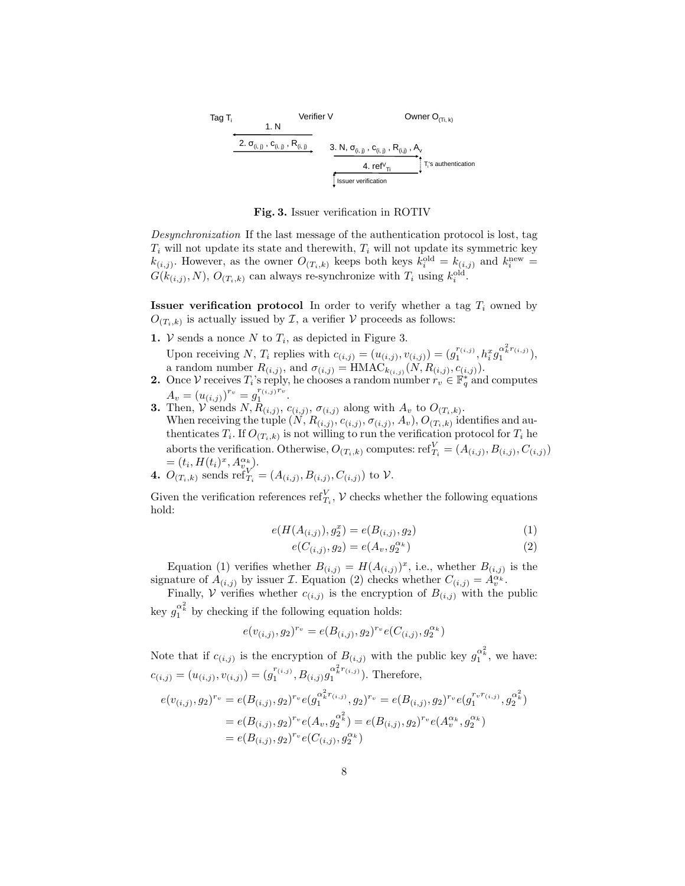Tag $T_i$ — Verifier V — Owner $O_{(T_i,k)}$

1. N

2. $\sigma_{(i,j)}$, $c_{(i,j)}$, $R_{(i,j)}$

3. N, $\sigma_{(i,j)}$, $c_{(i,j)}$, $R_{(i,j)}$, $A_v$

$T_i$'s authentication

4. $\text{ref}^V_{T_i}$

Issuer verification

**Fig. 3.** Issuer verification in ROTIV

*Desynchronization* If the last message of the authentication protocol is lost, tag $T_i$ will not update its state and therewith, $T_i$ will not update its symmetric key $k_{(i,j)}$. However, as the owner $O_{(T_i,k)}$ keeps both keys $k_i^{\text{old}} = k_{(i,j)}$ and $k_i^{\text{new}} = G(k_{(i,j)}, N)$, $O_{(T_i,k)}$ can always re-synchronize with $T_i$ using $k_i^{\text{old}}$.

**Issuer verification protocol** In order to verify whether a tag $T_i$ owned by $O_{(T_i,k)}$ is actually issued by $\mathcal{I}$, a verifier $\mathcal{V}$ proceeds as follows:

**1.** $\mathcal{V}$ sends a nonce $N$ to $T_i$, as depicted in Figure 3.
Upon receiving $N$, $T_i$ replies with $c_{(i,j)} = (u_{(i,j)}, v_{(i,j)}) = (g_1^{r_{(i,j)}}, h_i^x g_1^{\alpha_k^2 r_{(i,j)}})$, a random number $R_{(i,j)}$, and $\sigma_{(i,j)} = \text{HMAC}_{k_{(i,j)}}(N, R_{(i,j)}, c_{(i,j)})$.

**2.** Once $\mathcal{V}$ receives $T_i$'s reply, he chooses a random number $r_v \in \mathbb{F}_q^*$ and computes $A_v = (u_{(i,j)})^{r_v} = g_1^{r_{(i,j)} r_v}$.

**3.** Then, $\mathcal{V}$ sends $N, R_{(i,j)}, c_{(i,j)}, \sigma_{(i,j)}$ along with $A_v$ to $O_{(T_i,k)}$.
When receiving the tuple $(N, R_{(i,j)}, c_{(i,j)}, \sigma_{(i,j)}, A_v)$, $O_{(T_i,k)}$ identifies and authenticates $T_i$. If $O_{(T_i,k)}$ is not willing to run the verification protocol for $T_i$ he aborts the verification. Otherwise, $O_{(T_i,k)}$ computes: $\text{ref}^V_{T_i} = (A_{(i,j)}, B_{(i,j)}, C_{(i,j)}) = (t_i, H(t_i)^x, A_v^{\alpha_k})$.

**4.** $O_{(T_i,k)}$ sends $\text{ref}^V_{T_i} = (A_{(i,j)}, B_{(i,j)}, C_{(i,j)})$ to $\mathcal{V}$.

Given the verification references $\text{ref}^V_{T_i}$, $\mathcal{V}$ checks whether the following equations hold:

$$e(H(A_{(i,j)}), g_2^x) = e(B_{(i,j)}, g_2) \tag{1}$$

$$e(C_{(i,j)}, g_2) = e(A_v, g_2^{\alpha_k}) \tag{2}$$

Equation (1) verifies whether $B_{(i,j)} = H(A_{(i,j)})^x$, i.e., whether $B_{(i,j)}$ is the signature of $A_{(i,j)}$ by issuer $\mathcal{I}$. Equation (2) checks whether $C_{(i,j)} = A_v^{\alpha_k}$.

Finally, $\mathcal{V}$ verifies whether $c_{(i,j)}$ is the encryption of $B_{(i,j)}$ with the public key $g_1^{\alpha_k^2}$ by checking if the following equation holds:

$$e(v_{(i,j)}, g_2)^{r_v} = e(B_{(i,j)}, g_2)^{r_v} e(C_{(i,j)}, g_2^{\alpha_k})$$

Note that if $c_{(i,j)}$ is the encryption of $B_{(i,j)}$ with the public key $g_1^{\alpha_k^2}$, we have: $c_{(i,j)} = (u_{(i,j)}, v_{(i,j)}) = (g_1^{r_{(i,j)}}, B_{(i,j)} g_1^{\alpha_k^2 r_{(i,j)}})$. Therefore,

$$\begin{aligned} e(v_{(i,j)}, g_2)^{r_v} &= e(B_{(i,j)}, g_2)^{r_v} e(g_1^{\alpha_k^2 r_{(i,j)}}, g_2)^{r_v} = e(B_{(i,j)}, g_2)^{r_v} e(g_1^{r_v r_{(i,j)}}, g_2^{\alpha_k^2}) \\ &= e(B_{(i,j)}, g_2)^{r_v} e(A_v, g_2^{\alpha_k^2}) = e(B_{(i,j)}, g_2)^{r_v} e(A_v^{\alpha_k}, g_2^{\alpha_k}) \\ &= e(B_{(i,j)}, g_2)^{r_v} e(C_{(i,j)}, g_2^{\alpha_k}) \end{aligned}$$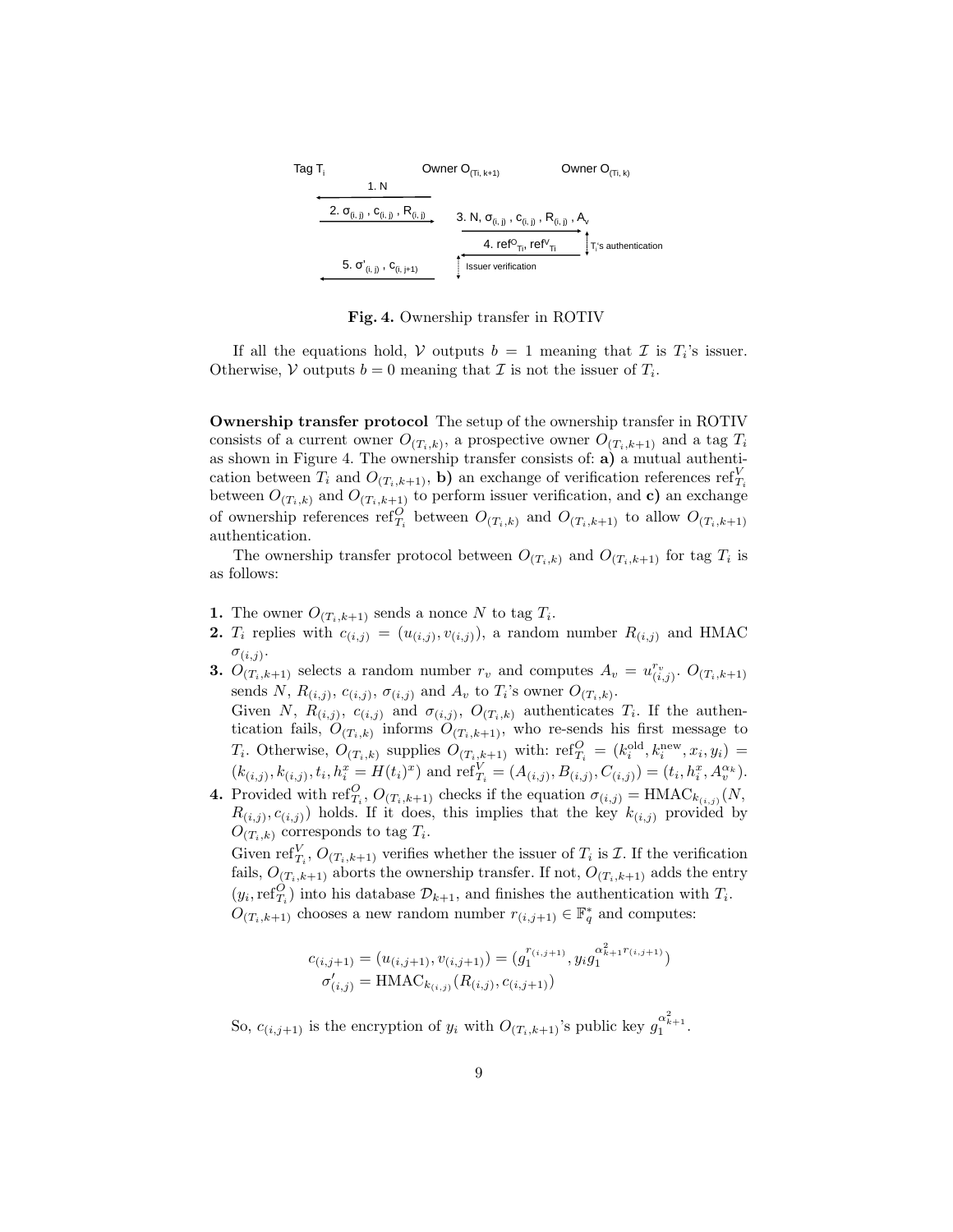**Fig. 4.** Ownership transfer in ROTIV

If all the equations hold, $\mathcal{V}$ outputs $b = 1$ meaning that $\mathcal{I}$ is $T_i$'s issuer. Otherwise, $\mathcal{V}$ outputs $b = 0$ meaning that $\mathcal{I}$ is not the issuer of $T_i$.

**Ownership transfer protocol** The setup of the ownership transfer in ROTIV consists of a current owner $O_{(T_i,k)}$, a prospective owner $O_{(T_i,k+1)}$ and a tag $T_i$ as shown in Figure 4. The ownership transfer consists of: **a)** a mutual authentication between $T_i$ and $O_{(T_i,k+1)}$, **b)** an exchange of verification references $\text{ref}^V_{T_i}$ between $O_{(T_i,k)}$ and $O_{(T_i,k+1)}$ to perform issuer verification, and **c)** an exchange of ownership references $\text{ref}^O_{T_i}$ between $O_{(T_i,k)}$ and $O_{(T_i,k+1)}$ to allow $O_{(T_i,k+1)}$ authentication.

The ownership transfer protocol between $O_{(T_i,k)}$ and $O_{(T_i,k+1)}$ for tag $T_i$ is as follows:

**1.** The owner $O_{(T_i,k+1)}$ sends a nonce $N$ to tag $T_i$.

**2.** $T_i$ replies with $c_{(i,j)} = (u_{(i,j)}, v_{(i,j)})$, a random number $R_{(i,j)}$ and HMAC $\sigma_{(i,j)}$.

**3.** $O_{(T_i,k+1)}$ selects a random number $r_v$ and computes $A_v = u^{r_v}_{(i,j)}$. $O_{(T_i,k+1)}$ sends $N$, $R_{(i,j)}$, $c_{(i,j)}$, $\sigma_{(i,j)}$ and $A_v$ to $T_i$'s owner $O_{(T_i,k)}$.
Given $N$, $R_{(i,j)}$, $c_{(i,j)}$ and $\sigma_{(i,j)}$, $O_{(T_i,k)}$ authenticates $T_i$. If the authentication fails, $O_{(T_i,k)}$ informs $O_{(T_i,k+1)}$, who re-sends his first message to $T_i$. Otherwise, $O_{(T_i,k)}$ supplies $O_{(T_i,k+1)}$ with: $\text{ref}^O_{T_i} = (k^{\text{old}}_i, k^{\text{new}}_i, x_i, y_i) = (k_{(i,j)}, k_{(i,j)}, t_i, h^x_i = H(t_i)^x)$ and $\text{ref}^V_{T_i} = (A_{(i,j)}, B_{(i,j)}, C_{(i,j)}) = (t_i, h^x_i, A^{\alpha_k}_v)$.

**4.** Provided with $\text{ref}^O_{T_i}$, $O_{(T_i,k+1)}$ checks if the equation $\sigma_{(i,j)} = \text{HMAC}_{k_{(i,j)}}(N, R_{(i,j)}, c_{(i,j)})$ holds. If it does, this implies that the key $k_{(i,j)}$ provided by $O_{(T_i,k)}$ corresponds to tag $T_i$.
Given $\text{ref}^V_{T_i}$, $O_{(T_i,k+1)}$ verifies whether the issuer of $T_i$ is $\mathcal{I}$. If the verification fails, $O_{(T_i,k+1)}$ aborts the ownership transfer. If not, $O_{(T_i,k+1)}$ adds the entry $(y_i, \text{ref}^O_{T_i})$ into his database $\mathcal{D}_{k+1}$, and finishes the authentication with $T_i$.
$O_{(T_i,k+1)}$ chooses a new random number $r_{(i,j+1)} \in \mathbb{F}^*_q$ and computes:

$$c_{(i,j+1)} = (u_{(i,j+1)}, v_{(i,j+1)}) = (g_1^{r_{(i,j+1)}}, y_i g_1^{\alpha^2_{k+1} r_{(i,j+1)}})$$
$$\sigma'_{(i,j)} = \text{HMAC}_{k_{(i,j)}}(R_{(i,j)}, c_{(i,j+1)})$$

So, $c_{(i,j+1)}$ is the encryption of $y_i$ with $O_{(T_i,k+1)}$'s public key $g_1^{\alpha^2_{k+1}}$.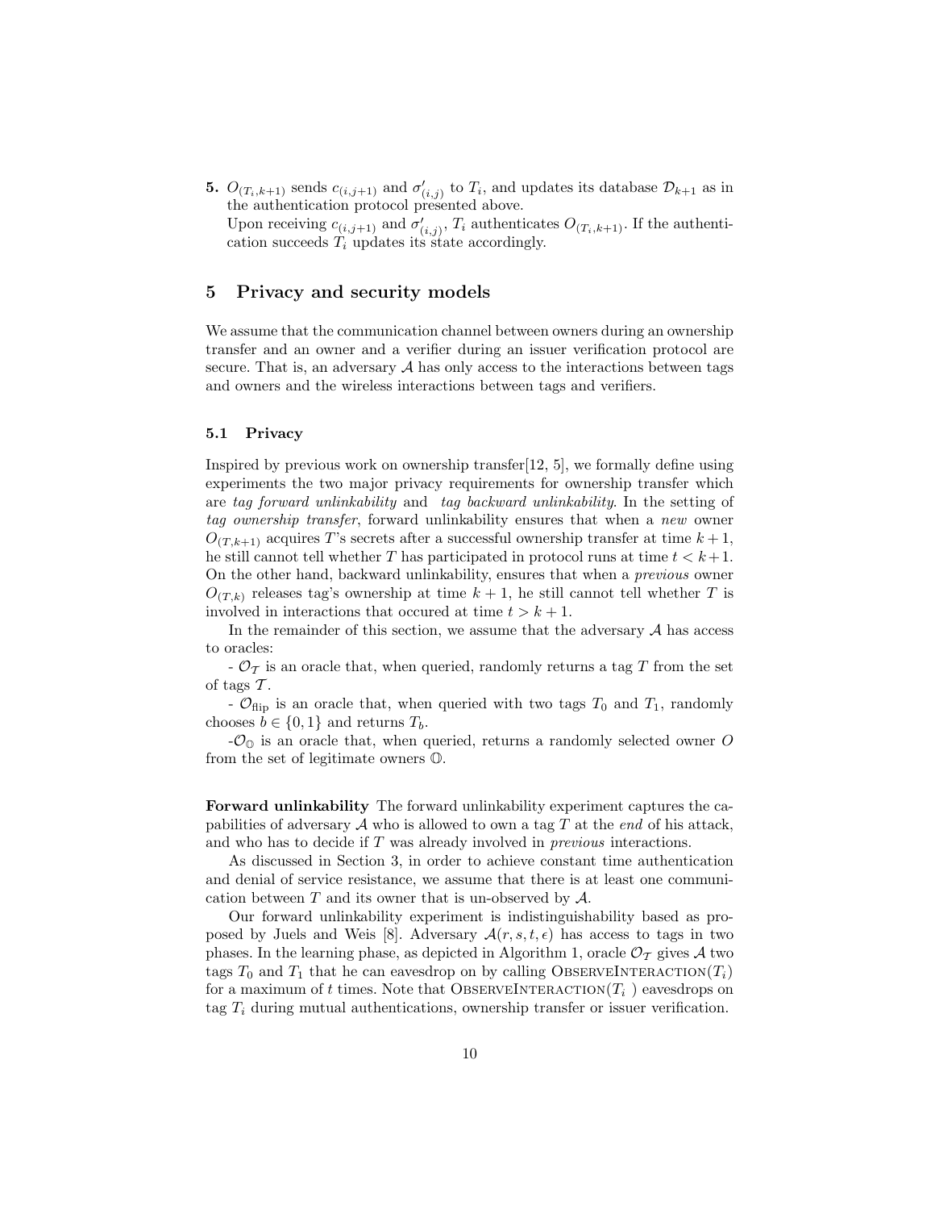**5.** $O_{(T_i,k+1)}$ sends $c_{(i,j+1)}$ and $\sigma'_{(i,j)}$ to $T_i$, and updates its database $\mathcal{D}_{k+1}$ as in the authentication protocol presented above.
Upon receiving $c_{(i,j+1)}$ and $\sigma'_{(i,j)}$, $T_i$ authenticates $O_{(T_i,k+1)}$. If the authentication succeeds $T_i$ updates its state accordingly.

# 5 Privacy and security models

We assume that the communication channel between owners during an ownership transfer and an owner and a verifier during an issuer verification protocol are secure. That is, an adversary $\mathcal{A}$ has only access to the interactions between tags and owners and the wireless interactions between tags and verifiers.

## 5.1 Privacy

Inspired by previous work on ownership transfer[12, 5], we formally define using experiments the two major privacy requirements for ownership transfer which are *tag forward unlinkability* and *tag backward unlinkability*. In the setting of *tag ownership transfer*, forward unlinkability ensures that when a *new* owner $O_{(T,k+1)}$ acquires $T$'s secrets after a successful ownership transfer at time $k+1$, he still cannot tell whether $T$ has participated in protocol runs at time $t < k+1$. On the other hand, backward unlinkability, ensures that when a *previous* owner $O_{(T,k)}$ releases tag's ownership at time $k+1$, he still cannot tell whether $T$ is involved in interactions that occured at time $t > k+1$.

In the remainder of this section, we assume that the adversary $\mathcal{A}$ has access to oracles:

- $\mathcal{O}_{\mathcal{T}}$ is an oracle that, when queried, randomly returns a tag $T$ from the set of tags $\mathcal{T}$.

- $\mathcal{O}_{\text{flip}}$ is an oracle that, when queried with two tags $T_0$ and $T_1$, randomly chooses $b \in \{0, 1\}$ and returns $T_b$.

-$\mathcal{O}_{\mathbb{O}}$ is an oracle that, when queried, returns a randomly selected owner $O$ from the set of legitimate owners $\mathbb{O}$.

**Forward unlinkability** The forward unlinkability experiment captures the capabilities of adversary $\mathcal{A}$ who is allowed to own a tag $T$ at the *end* of his attack, and who has to decide if $T$ was already involved in *previous* interactions.

As discussed in Section 3, in order to achieve constant time authentication and denial of service resistance, we assume that there is at least one communication between $T$ and its owner that is un-observed by $\mathcal{A}$.

Our forward unlinkability experiment is indistinguishability based as proposed by Juels and Weis [8]. Adversary $\mathcal{A}(r, s, t, \epsilon)$ has access to tags in two phases. In the learning phase, as depicted in Algorithm 1, oracle $\mathcal{O}_{\mathcal{T}}$ gives $\mathcal{A}$ two tags $T_0$ and $T_1$ that he can eavesdrop on by calling ObserveInteraction($T_i$) for a maximum of $t$ times. Note that ObserveInteraction($T_i$ ) eavesdrops on tag $T_i$ during mutual authentications, ownership transfer or issuer verification.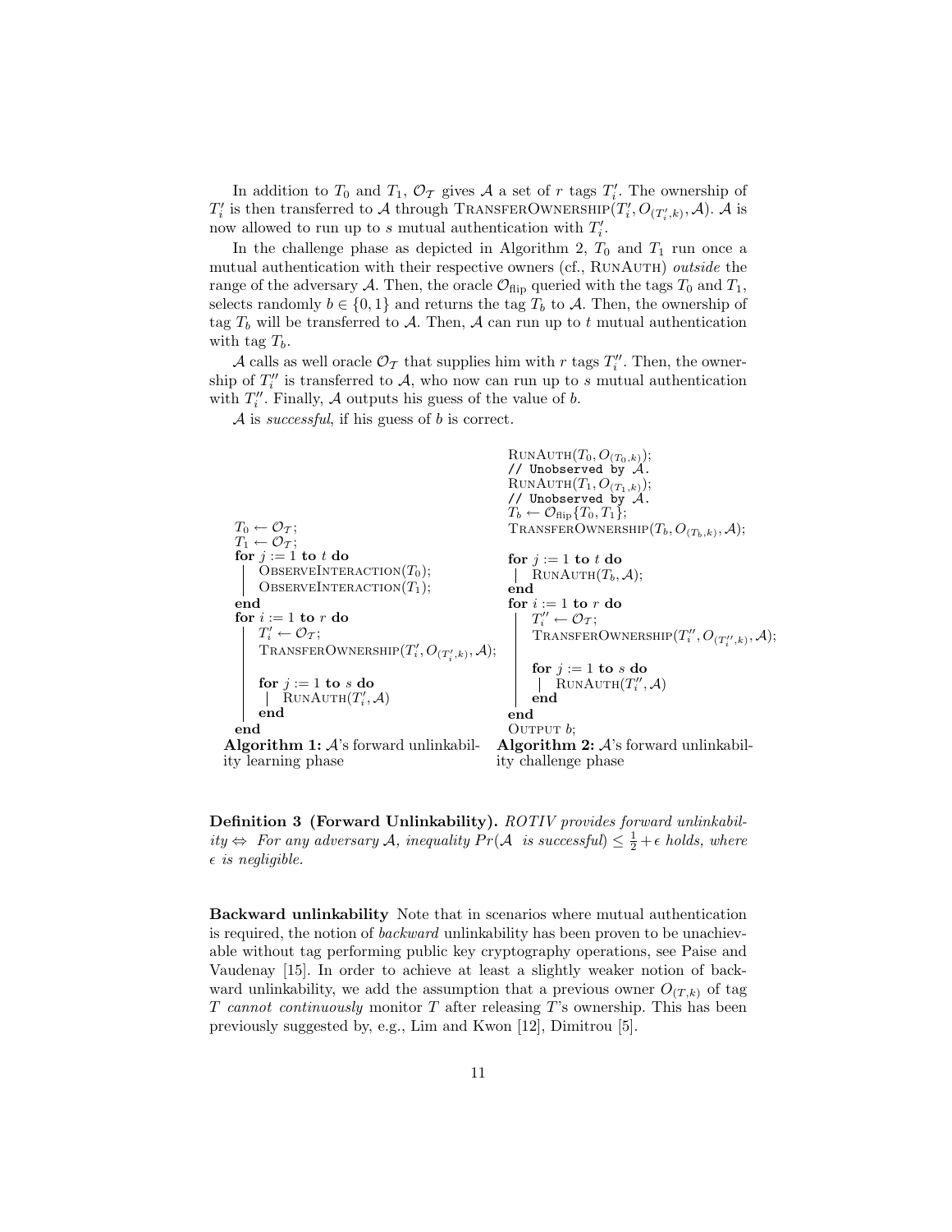In addition to $T_0$ and $T_1$, $\mathcal{O}_\mathcal{T}$ gives $\mathcal{A}$ a set of $r$ tags $T'_i$. The ownership of $T'_i$ is then transferred to $\mathcal{A}$ through TransferOwnership$(T'_i, O_{(T'_i,k)}, \mathcal{A})$. $\mathcal{A}$ is now allowed to run up to $s$ mutual authentication with $T'_i$.

In the challenge phase as depicted in Algorithm 2, $T_0$ and $T_1$ run once a mutual authentication with their respective owners (cf., RunAuth) *outside* the range of the adversary $\mathcal{A}$. Then, the oracle $\mathcal{O}_{\text{flip}}$ queried with the tags $T_0$ and $T_1$, selects randomly $b \in \{0, 1\}$ and returns the tag $T_b$ to $\mathcal{A}$. Then, the ownership of tag $T_b$ will be transferred to $\mathcal{A}$. Then, $\mathcal{A}$ can run up to $t$ mutual authentication with tag $T_b$.

$\mathcal{A}$ calls as well oracle $\mathcal{O}_\mathcal{T}$ that supplies him with $r$ tags $T''_i$. Then, the ownership of $T''_i$ is transferred to $\mathcal{A}$, who now can run up to $s$ mutual authentication with $T''_i$. Finally, $\mathcal{A}$ outputs his guess of the value of $b$.

$\mathcal{A}$ is *successful*, if his guess of $b$ is correct.

```
T_0 ← O_T;
T_1 ← O_T;
for j := 1 to t do
    ObserveInteraction(T_0);
    ObserveInteraction(T_1);
end
for i := 1 to r do
    T'_i ← O_T;
    TransferOwnership(T'_i, O_(T'_i,k), A);

    for j := 1 to s do
        RunAuth(T'_i, A)
    end
end
```

**Algorithm 1:** $\mathcal{A}$'s forward unlinkability learning phase

```
RunAuth(T_0, O_(T_0,k));
// Unobserved by A.
RunAuth(T_1, O_(T_1,k));
// Unobserved by A.
T_b ← O_flip{T_0, T_1};
TransferOwnership(T_b, O_(T_b,k), A);

for j := 1 to t do
    RunAuth(T_b, A);
end
for i := 1 to r do
    T''_i ← O_T;
    TransferOwnership(T''_i, O_(T''_i,k), A);

    for j := 1 to s do
        RunAuth(T''_i, A)
    end
end
Output b;
```

**Algorithm 2:** $\mathcal{A}$'s forward unlinkability challenge phase

**Definition 3 (Forward Unlinkability).** *ROTIV provides forward unlinkability $\Leftrightarrow$ For any adversary $\mathcal{A}$, inequality $Pr(\mathcal{A}$ is successful$) \leq \frac{1}{2} + \epsilon$ holds, where $\epsilon$ is negligible.*

**Backward unlinkability** Note that in scenarios where mutual authentication is required, the notion of *backward* unlinkability has been proven to be unachievable without tag performing public key cryptography operations, see Paise and Vaudenay [15]. In order to achieve at least a slightly weaker notion of backward unlinkability, we add the assumption that a previous owner $O_{(T,k)}$ of tag $T$ *cannot continuously* monitor $T$ after releasing $T$'s ownership. This has been previously suggested by, e.g., Lim and Kwon [12], Dimitrou [5].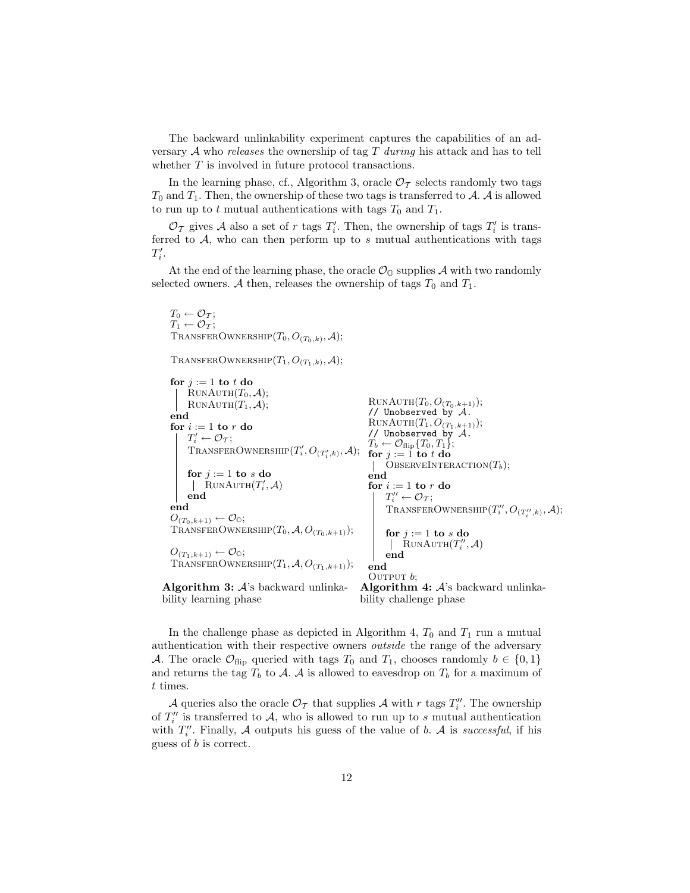The backward unlinkability experiment captures the capabilities of an adversary $\mathcal{A}$ who *releases* the ownership of tag $T$ *during* his attack and has to tell whether $T$ is involved in future protocol transactions.

In the learning phase, cf., Algorithm 3, oracle $\mathcal{O}_{\mathcal{T}}$ selects randomly two tags $T_0$ and $T_1$. Then, the ownership of these two tags is transferred to $\mathcal{A}$. $\mathcal{A}$ is allowed to run up to $t$ mutual authentications with tags $T_0$ and $T_1$.

$\mathcal{O}_{\mathcal{T}}$ gives $\mathcal{A}$ also a set of $r$ tags $T'_i$. Then, the ownership of tags $T'_i$ is transferred to $\mathcal{A}$, who can then perform up to $s$ mutual authentications with tags $T'_i$.

At the end of the learning phase, the oracle $\mathcal{O}_{\mathbb{O}}$ supplies $\mathcal{A}$ with two randomly selected owners. $\mathcal{A}$ then, releases the ownership of tags $T_0$ and $T_1$.

```
T_0 ← O_T;
T_1 ← O_T;
TransferOwnership(T_0, O_(T_0,k), A);

TransferOwnership(T_1, O_(T_1,k), A);

for j := 1 to t do
    RunAuth(T_0, A);
    RunAuth(T_1, A);
end
for i := 1 to r do
    T'_i ← O_T;
    TransferOwnership(T'_i, O_(T'_i,k), A);

    for j := 1 to s do
        RunAuth(T'_i, A)
    end
end
O_(T_0,k+1) ← O_O;
TransferOwnership(T_0, A, O_(T_0,k+1));

O_(T_1,k+1) ← O_O;
TransferOwnership(T_1, A, O_(T_1,k+1));
```

**Algorithm 3:** $\mathcal{A}$'s backward unlinkability learning phase

```
RunAuth(T_0, O_(T_0,k+1));
// Unobserved by A.
RunAuth(T_1, O_(T_1,k+1));
// Unobserved by A.
T_b ← O_flip{T_0, T_1};
for j := 1 to t do
    ObserveInteraction(T_b);
end
for i := 1 to r do
    T''_i ← O_T;
    TransferOwnership(T''_i, O_(T''_i,k), A);

    for j := 1 to s do
        RunAuth(T''_i, A)
    end
end
Output b;
```

**Algorithm 4:** $\mathcal{A}$'s backward unlinkability challenge phase

In the challenge phase as depicted in Algorithm 4, $T_0$ and $T_1$ run a mutual authentication with their respective owners *outside* the range of the adversary $\mathcal{A}$. The oracle $\mathcal{O}_{\text{flip}}$ queried with tags $T_0$ and $T_1$, chooses randomly $b \in \{0, 1\}$ and returns the tag $T_b$ to $\mathcal{A}$. $\mathcal{A}$ is allowed to eavesdrop on $T_b$ for a maximum of $t$ times.

$\mathcal{A}$ queries also the oracle $\mathcal{O}_{\mathcal{T}}$ that supplies $\mathcal{A}$ with $r$ tags $T''_i$. The ownership of $T''_i$ is transferred to $\mathcal{A}$, who is allowed to run up to $s$ mutual authentication with $T''_i$. Finally, $\mathcal{A}$ outputs his guess of the value of $b$. $\mathcal{A}$ is *successful*, if his guess of $b$ is correct.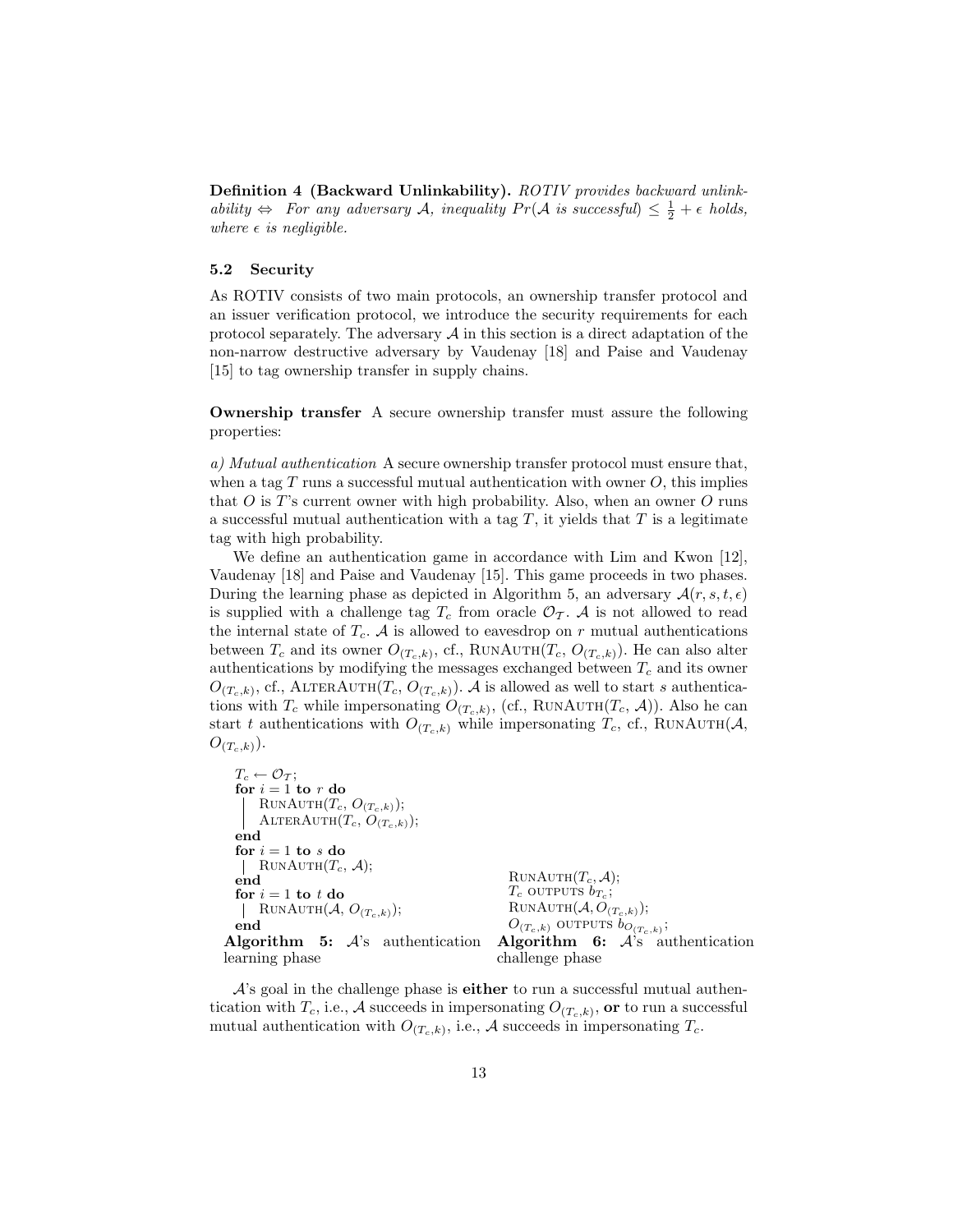**Definition 4 (Backward Unlinkability).** *ROTIV provides backward unlinkability* $\Leftrightarrow$ *For any adversary* $\mathcal{A}$*, inequality* $Pr(\mathcal{A}$ *is successful*$) \leq \frac{1}{2} + \epsilon$ *holds, where* $\epsilon$ *is negligible.*

### 5.2 Security

As ROTIV consists of two main protocols, an ownership transfer protocol and an issuer verification protocol, we introduce the security requirements for each protocol separately. The adversary $\mathcal{A}$ in this section is a direct adaptation of the non-narrow destructive adversary by Vaudenay [18] and Paise and Vaudenay [15] to tag ownership transfer in supply chains.

**Ownership transfer** A secure ownership transfer must assure the following properties:

*a) Mutual authentication* A secure ownership transfer protocol must ensure that, when a tag $T$ runs a successful mutual authentication with owner $O$, this implies that $O$ is $T$'s current owner with high probability. Also, when an owner $O$ runs a successful mutual authentication with a tag $T$, it yields that $T$ is a legitimate tag with high probability.

We define an authentication game in accordance with Lim and Kwon [12], Vaudenay [18] and Paise and Vaudenay [15]. This game proceeds in two phases. During the learning phase as depicted in Algorithm 5, an adversary $\mathcal{A}(r, s, t, \epsilon)$ is supplied with a challenge tag $T_c$ from oracle $\mathcal{O}_{\mathcal{T}}$. $\mathcal{A}$ is not allowed to read the internal state of $T_c$. $\mathcal{A}$ is allowed to eavesdrop on $r$ mutual authentications between $T_c$ and its owner $O_{(T_c,k)}$, cf., RunAuth($T_c$, $O_{(T_c,k)}$). He can also alter authentications by modifying the messages exchanged between $T_c$ and its owner $O_{(T_c,k)}$, cf., AlterAuth($T_c$, $O_{(T_c,k)}$). $\mathcal{A}$ is allowed as well to start $s$ authentications with $T_c$ while impersonating $O_{(T_c,k)}$, (cf., RunAuth($T_c$, $\mathcal{A}$)). Also he can start $t$ authentications with $O_{(T_c,k)}$ while impersonating $T_c$, cf., RunAuth($\mathcal{A}$, $O_{(T_c,k)}$).

```
T_c ← O_T;
for i = 1 to r do
    RunAuth(T_c, O_(T_c,k));
    AlterAuth(T_c, O_(T_c,k));
end
for i = 1 to s do
    RunAuth(T_c, A);
end
for i = 1 to t do
    RunAuth(A, O_(T_c,k));
end
```

**Algorithm 5:** $\mathcal{A}$'s authentication learning phase

```
RunAuth(T_c, A);
T_c OUTPUTS b_(T_c);
RunAuth(A, O_(T_c,k));
O_(T_c,k) OUTPUTS b_(O_(T_c,k));
```

**Algorithm 6:** $\mathcal{A}$'s authentication challenge phase

$\mathcal{A}$'s goal in the challenge phase is **either** to run a successful mutual authentication with $T_c$, i.e., $\mathcal{A}$ succeeds in impersonating $O_{(T_c,k)}$, **or** to run a successful mutual authentication with $O_{(T_c,k)}$, i.e., $\mathcal{A}$ succeeds in impersonating $T_c$.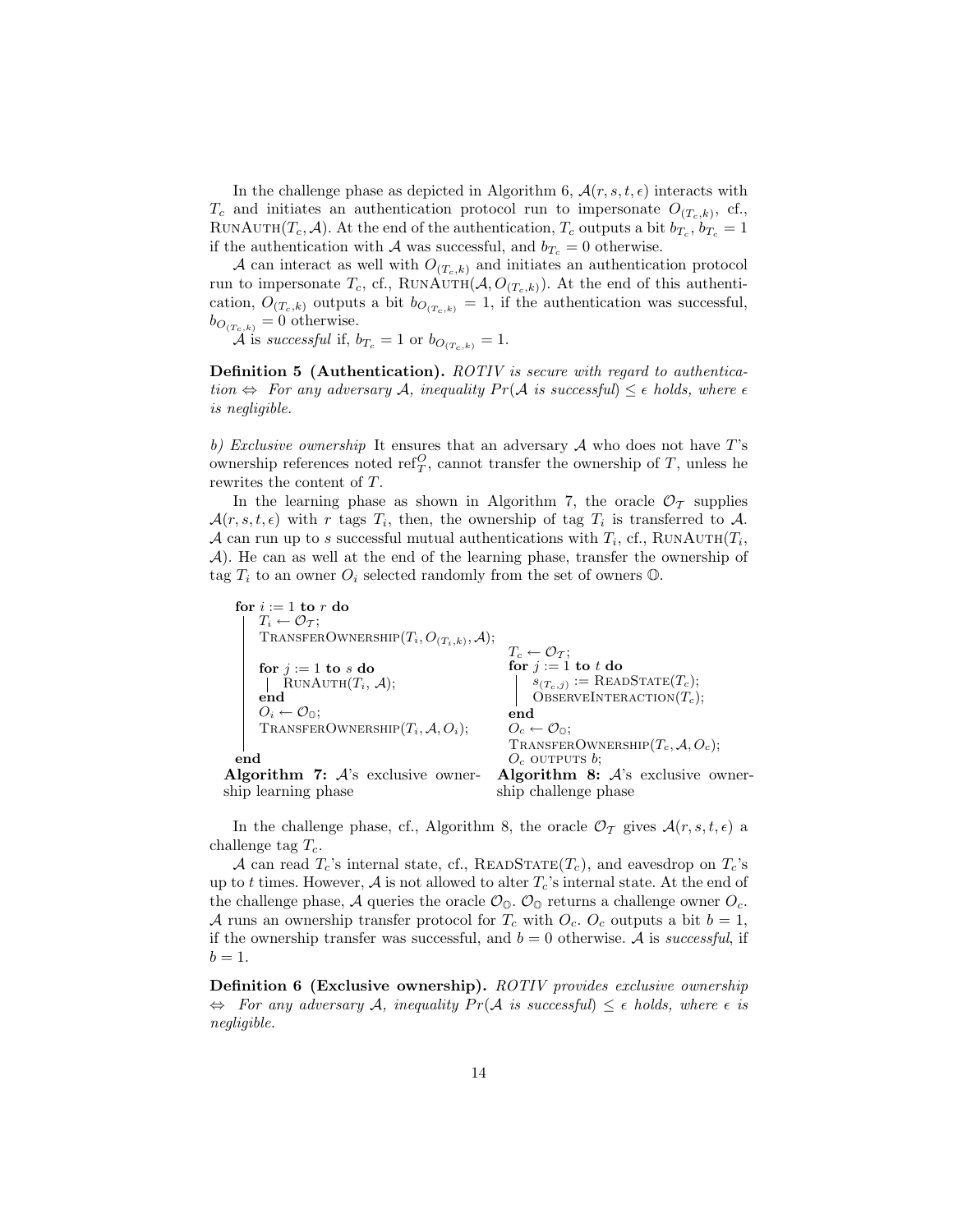In the challenge phase as depicted in Algorithm 6, $\mathcal{A}(r, s, t, \epsilon)$ interacts with $T_c$ and initiates an authentication protocol run to impersonate $O_{(T_c,k)}$, cf., RunAuth$(T_c, \mathcal{A})$. At the end of the authentication, $T_c$ outputs a bit $b_{T_c}$, $b_{T_c} = 1$ if the authentication with $\mathcal{A}$ was successful, and $b_{T_c} = 0$ otherwise.

$\mathcal{A}$ can interact as well with $O_{(T_c,k)}$ and initiates an authentication protocol run to impersonate $T_c$, cf., RunAuth$(\mathcal{A}, O_{(T_c,k)})$. At the end of this authentication, $O_{(T_c,k)}$ outputs a bit $b_{O_{(T_c,k)}} = 1$, if the authentication was successful, $b_{O_{(T_c,k)}} = 0$ otherwise.

$\mathcal{A}$ is *successful* if, $b_{T_c} = 1$ or $b_{O_{(T_c,k)}} = 1$.

**Definition 5 (Authentication).** *ROTIV is secure with regard to authentication* $\Leftrightarrow$ *For any adversary* $\mathcal{A}$, *inequality* $Pr(\mathcal{A}$ *is successful*$) \leq \epsilon$ *holds, where* $\epsilon$ *is negligible.*

*b) Exclusive ownership* It ensures that an adversary $\mathcal{A}$ who does not have $T$'s ownership references noted $\text{ref}_T^O$, cannot transfer the ownership of $T$, unless he rewrites the content of $T$.

In the learning phase as shown in Algorithm 7, the oracle $\mathcal{O}_\mathcal{T}$ supplies $\mathcal{A}(r, s, t, \epsilon)$ with $r$ tags $T_i$, then, the ownership of tag $T_i$ is transferred to $\mathcal{A}$. $\mathcal{A}$ can run up to $s$ successful mutual authentications with $T_i$, cf., RunAuth$(T_i, \mathcal{A})$. He can as well at the end of the learning phase, transfer the ownership of tag $T_i$ to an owner $O_i$ selected randomly from the set of owners $\mathbb{O}$.

```
for i := 1 to r do
    T_i ← O_T;
    TransferOwnership(T_i, O_(T_i,k), A);
    for j := 1 to s do
        RunAuth(T_i, A);
    end
    O_i ← O_O;
    TransferOwnership(T_i, A, O_i);
end
```

**Algorithm 7:** $\mathcal{A}$'s exclusive ownership learning phase

```
T_c ← O_T;
for j := 1 to t do
    s_(T_c,j) := ReadState(T_c);
    ObserveInteraction(T_c);
end
O_c ← O_O;
TransferOwnership(T_c, A, O_c);
O_c outputs b;
```

**Algorithm 8:** $\mathcal{A}$'s exclusive ownership challenge phase

In the challenge phase, cf., Algorithm 8, the oracle $\mathcal{O}_\mathcal{T}$ gives $\mathcal{A}(r, s, t, \epsilon)$ a challenge tag $T_c$.

$\mathcal{A}$ can read $T_c$'s internal state, cf., ReadState$(T_c)$, and eavesdrop on $T_c$'s up to $t$ times. However, $\mathcal{A}$ is not allowed to alter $T_c$'s internal state. At the end of the challenge phase, $\mathcal{A}$ queries the oracle $\mathcal{O}_\mathbb{O}$. $\mathcal{O}_\mathbb{O}$ returns a challenge owner $O_c$. $\mathcal{A}$ runs an ownership transfer protocol for $T_c$ with $O_c$. $O_c$ outputs a bit $b = 1$, if the ownership transfer was successful, and $b = 0$ otherwise. $\mathcal{A}$ is *successful*, if $b = 1$.

**Definition 6 (Exclusive ownership).** *ROTIV provides exclusive ownership* $\Leftrightarrow$ *For any adversary* $\mathcal{A}$, *inequality* $Pr(\mathcal{A}$ *is successful*$) \leq \epsilon$ *holds, where* $\epsilon$ *is negligible.*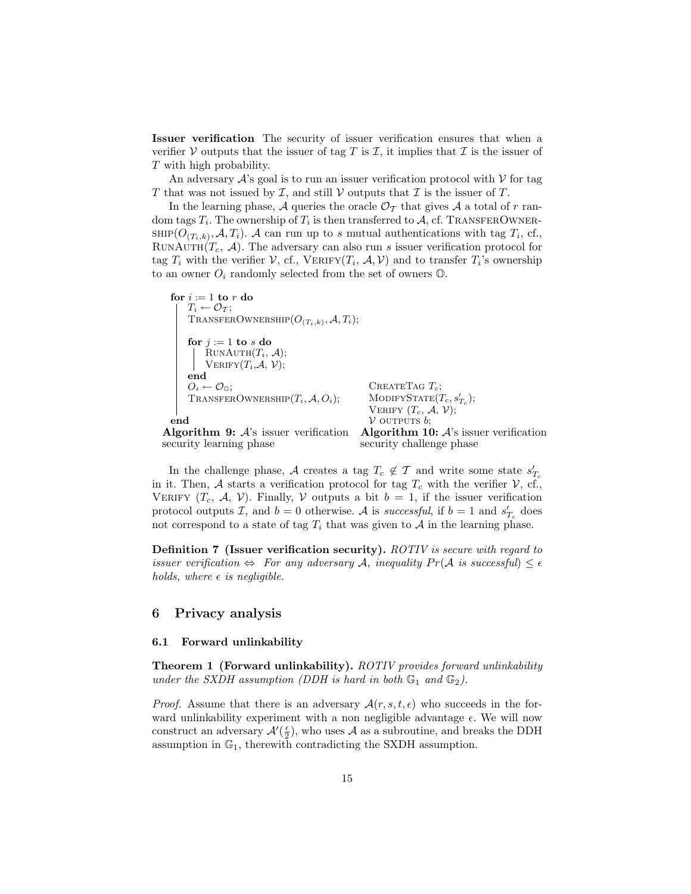**Issuer verification** The security of issuer verification ensures that when a verifier $\mathcal{V}$ outputs that the issuer of tag $T$ is $\mathcal{I}$, it implies that $\mathcal{I}$ is the issuer of $T$ with high probability.

An adversary $\mathcal{A}$'s goal is to run an issuer verification protocol with $\mathcal{V}$ for tag $T$ that was not issued by $\mathcal{I}$, and still $\mathcal{V}$ outputs that $\mathcal{I}$ is the issuer of $T$.

In the learning phase, $\mathcal{A}$ queries the oracle $\mathcal{O}_{\mathcal{T}}$ that gives $\mathcal{A}$ a total of $r$ random tags $T_i$. The ownership of $T_i$ is then transferred to $\mathcal{A}$, cf. TransferOwnership($O_{(T_i,k)}, \mathcal{A}, T_i$). $\mathcal{A}$ can run up to $s$ mutual authentications with tag $T_i$, cf., RunAuth($T_c$, $\mathcal{A}$). The adversary can also run $s$ issuer verification protocol for tag $T_i$ with the verifier $\mathcal{V}$, cf., Verify($T_i$, $\mathcal{A}, \mathcal{V}$) and to transfer $T_i$'s ownership to an owner $O_i$ randomly selected from the set of owners $\mathbb{O}$.

```
for i := 1 to r do
    T_i ← O_T;
    TransferOwnership(O_(T_i,k), A, T_i);

    for j := 1 to s do
        RunAuth(T_i, A);
        Verify(T_i, A, V);
    end
    O_i ← O_O;
    TransferOwnership(T_i, A, O_i);
end
```

**Algorithm 9:** $\mathcal{A}$'s issuer verification security learning phase

```
CreateTag T_c;
ModifyState(T_c, s'_{T_c});
Verify (T_c, A, V);
V outputs b;
```

**Algorithm 10:** $\mathcal{A}$'s issuer verification security challenge phase

In the challenge phase, $\mathcal{A}$ creates a tag $T_c \notin \mathcal{T}$ and write some state $s'_{T_c}$ in it. Then, $\mathcal{A}$ starts a verification protocol for tag $T_c$ with the verifier $\mathcal{V}$, cf., Verify ($T_c$, $\mathcal{A}$, $\mathcal{V}$). Finally, $\mathcal{V}$ outputs a bit $b = 1$, if the issuer verification protocol outputs $\mathcal{I}$, and $b = 0$ otherwise. $\mathcal{A}$ is *successful*, if $b = 1$ and $s'_{T_c}$ does not correspond to a state of tag $T_i$ that was given to $\mathcal{A}$ in the learning phase.

**Definition 7 (Issuer verification security).** *ROTIV is secure with regard to issuer verification* $\Leftrightarrow$ *For any adversary* $\mathcal{A}$*, inequality* $Pr(\mathcal{A}$ *is successful*$) \leq \epsilon$ *holds, where* $\epsilon$ *is negligible.*

## 6 Privacy analysis

### 6.1 Forward unlinkability

**Theorem 1 (Forward unlinkability).** *ROTIV provides forward unlinkability under the SXDH assumption (DDH is hard in both* $\mathbb{G}_1$ *and* $\mathbb{G}_2$*).*

*Proof.* Assume that there is an adversary $\mathcal{A}(r, s, t, \epsilon)$ who succeeds in the forward unlinkability experiment with a non negligible advantage $\epsilon$. We will now construct an adversary $\mathcal{A}'(\frac{\epsilon}{2})$, who uses $\mathcal{A}$ as a subroutine, and breaks the DDH assumption in $\mathbb{G}_1$, therewith contradicting the SXDH assumption.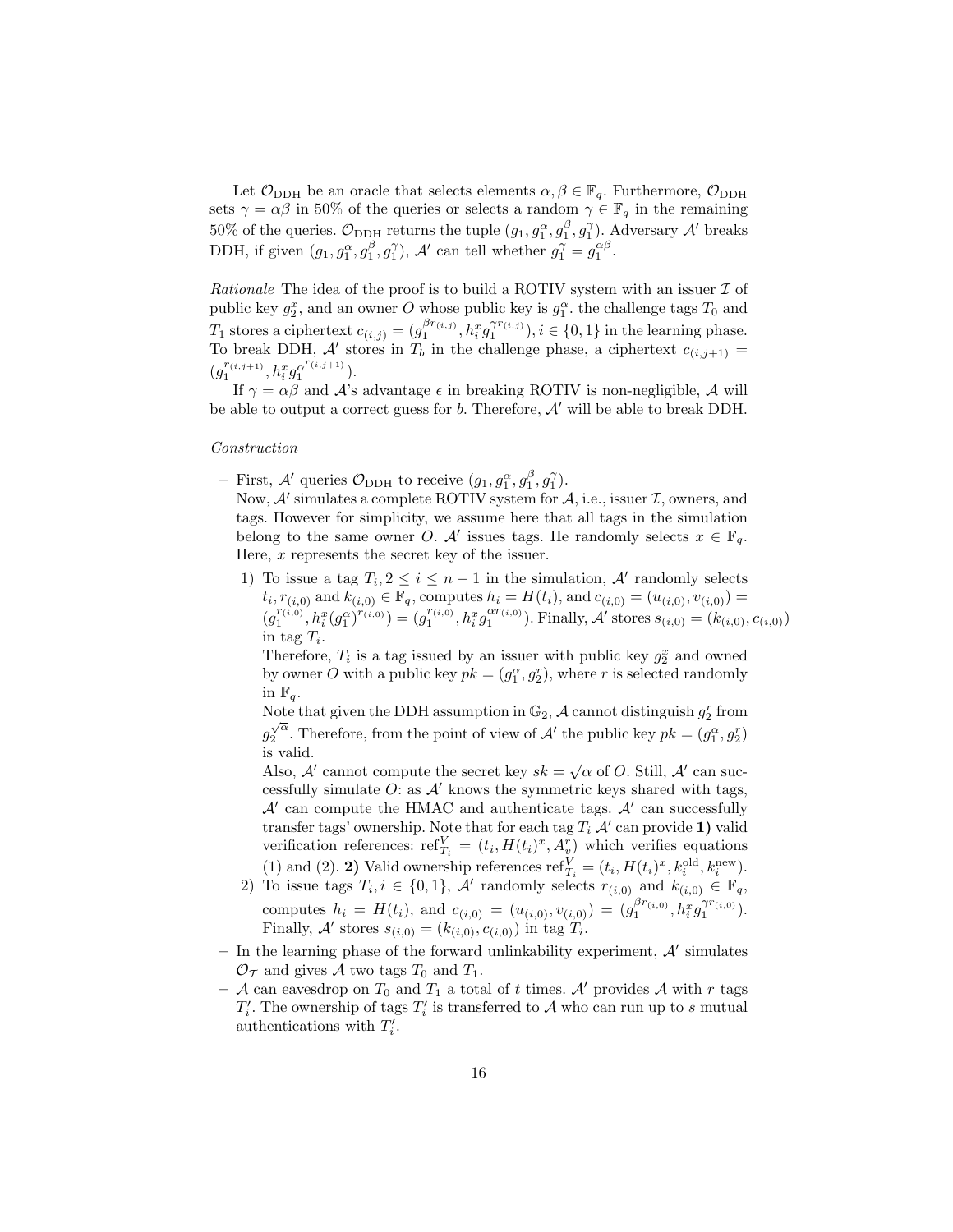Let $\mathcal{O}_{\text{DDH}}$ be an oracle that selects elements $\alpha, \beta \in \mathbb{F}_q$. Furthermore, $\mathcal{O}_{\text{DDH}}$ sets $\gamma = \alpha\beta$ in 50% of the queries or selects a random $\gamma \in \mathbb{F}_q$ in the remaining 50% of the queries. $\mathcal{O}_{\text{DDH}}$ returns the tuple $(g_1, g_1^{\alpha}, g_1^{\beta}, g_1^{\gamma})$. Adversary $\mathcal{A}'$ breaks DDH, if given $(g_1, g_1^{\alpha}, g_1^{\beta}, g_1^{\gamma})$, $\mathcal{A}'$ can tell whether $g_1^{\gamma} = g_1^{\alpha\beta}$.

*Rationale* The idea of the proof is to build a ROTIV system with an issuer $\mathcal{I}$ of public key $g_2^x$, and an owner $O$ whose public key is $g_1^{\alpha}$. the challenge tags $T_0$ and $T_1$ stores a ciphertext $c_{(i,j)} = (g_1^{\beta r_{(i,j)}}, h_i^x g_1^{\gamma r_{(i,j)}}), i \in \{0,1\}$ in the learning phase. To break DDH, $\mathcal{A}'$ stores in $T_b$ in the challenge phase, a ciphertext $c_{(i,j+1)} = (g_1^{r_{(i,j+1)}}, h_i^x g_1^{\alpha^{r_{(i,j+1)}}})$.

If $\gamma = \alpha\beta$ and $\mathcal{A}$'s advantage $\epsilon$ in breaking ROTIV is non-negligible, $\mathcal{A}$ will be able to output a correct guess for $b$. Therefore, $\mathcal{A}'$ will be able to break DDH.

*Construction*

- First, $\mathcal{A}'$ queries $\mathcal{O}_{\text{DDH}}$ to receive $(g_1, g_1^{\alpha}, g_1^{\beta}, g_1^{\gamma})$.
  Now, $\mathcal{A}'$ simulates a complete ROTIV system for $\mathcal{A}$, i.e., issuer $\mathcal{I}$, owners, and tags. However for simplicity, we assume here that all tags in the simulation belong to the same owner $O$. $\mathcal{A}'$ issues tags. He randomly selects $x \in \mathbb{F}_q$. Here, $x$ represents the secret key of the issuer.
  1) To issue a tag $T_i, 2 \leq i \leq n-1$ in the simulation, $\mathcal{A}'$ randomly selects $t_i, r_{(i,0)}$ and $k_{(i,0)} \in \mathbb{F}_q$, computes $h_i = H(t_i)$, and $c_{(i,0)} = (u_{(i,0)}, v_{(i,0)}) = (g_1^{r_{(i,0)}}, h_i^x (g_1^{\alpha})^{r_{(i,0)}}) = (g_1^{r_{(i,0)}}, h_i^x g_1^{\alpha r_{(i,0)}})$. Finally, $\mathcal{A}'$ stores $s_{(i,0)} = (k_{(i,0)}, c_{(i,0)})$ in tag $T_i$.
     Therefore, $T_i$ is a tag issued by an issuer with public key $g_2^x$ and owned by owner $O$ with a public key $pk = (g_1^{\alpha}, g_2^r)$, where $r$ is selected randomly in $\mathbb{F}_q$.
     Note that given the DDH assumption in $\mathbb{G}_2$, $\mathcal{A}$ cannot distinguish $g_2^r$ from $g_2^{\sqrt{\alpha}}$. Therefore, from the point of view of $\mathcal{A}'$ the public key $pk = (g_1^{\alpha}, g_2^r)$ is valid.
     Also, $\mathcal{A}'$ cannot compute the secret key $sk = \sqrt{\alpha}$ of $O$. Still, $\mathcal{A}'$ can successfully simulate $O$: as $\mathcal{A}'$ knows the symmetric keys shared with tags, $\mathcal{A}'$ can compute the HMAC and authenticate tags. $\mathcal{A}'$ can successfully transfer tags' ownership. Note that for each tag $T_i$ $\mathcal{A}'$ can provide **1)** valid verification references: $\text{ref}_{T_i}^V = (t_i, H(t_i)^x, A_v^r)$ which verifies equations (1) and (2). **2)** Valid ownership references $\text{ref}_{T_i}^V = (t_i, H(t_i)^x, k_i^{\text{old}}, k_i^{\text{new}})$.
  2) To issue tags $T_i, i \in \{0,1\}$, $\mathcal{A}'$ randomly selects $r_{(i,0)}$ and $k_{(i,0)} \in \mathbb{F}_q$, computes $h_i = H(t_i)$, and $c_{(i,0)} = (u_{(i,0)}, v_{(i,0)}) = (g_1^{\beta r_{(i,0)}}, h_i^x g_1^{\gamma r_{(i,0)}})$. Finally, $\mathcal{A}'$ stores $s_{(i,0)} = (k_{(i,0)}, c_{(i,0)})$ in tag $T_i$.
- In the learning phase of the forward unlinkability experiment, $\mathcal{A}'$ simulates $\mathcal{O}_{\mathcal{T}}$ and gives $\mathcal{A}$ two tags $T_0$ and $T_1$.
- $\mathcal{A}$ can eavesdrop on $T_0$ and $T_1$ a total of $t$ times. $\mathcal{A}'$ provides $\mathcal{A}$ with $r$ tags $T_i'$. The ownership of tags $T_i'$ is transferred to $\mathcal{A}$ who can run up to $s$ mutual authentications with $T_i'$.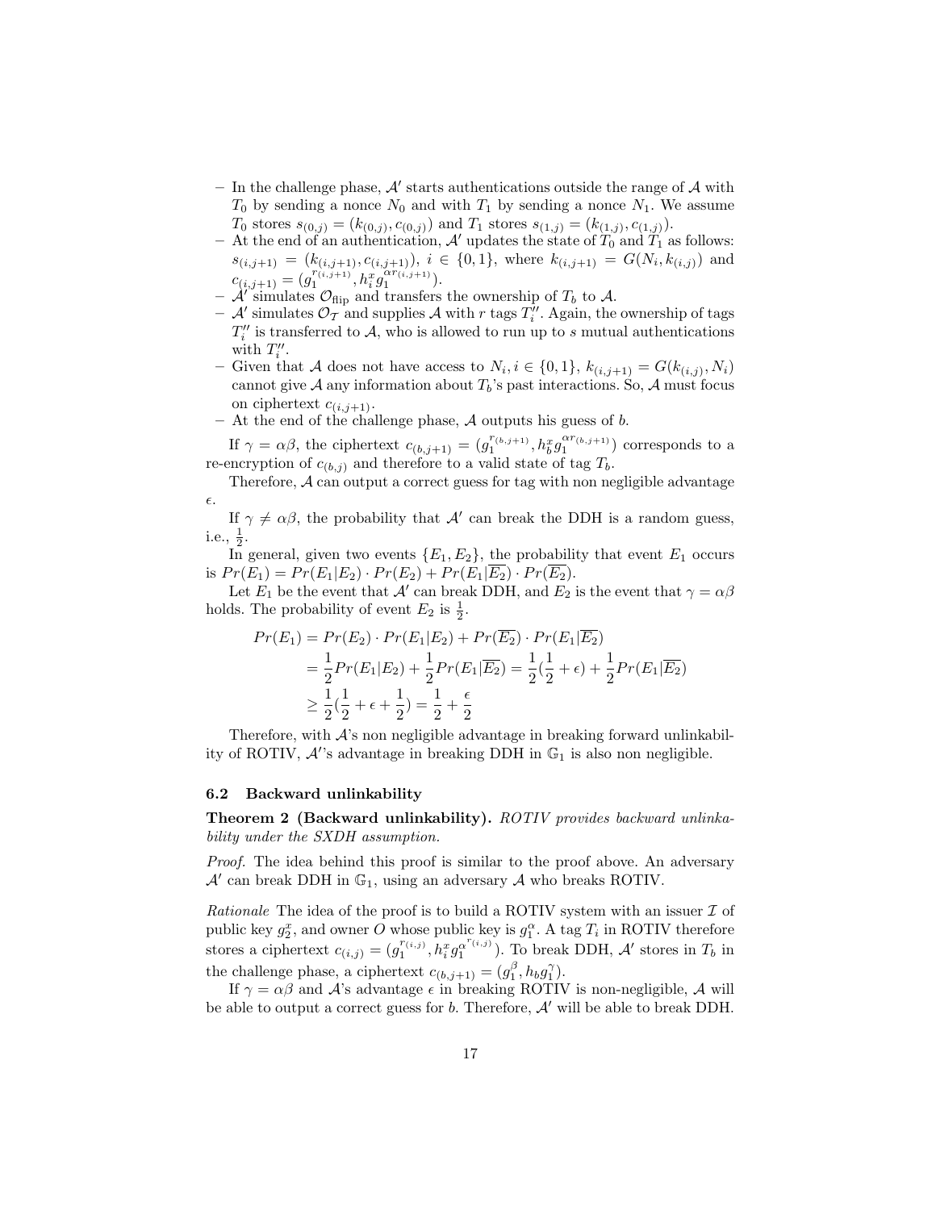- In the challenge phase, $\mathcal{A}'$ starts authentications outside the range of $\mathcal{A}$ with $T_0$ by sending a nonce $N_0$ and with $T_1$ by sending a nonce $N_1$. We assume $T_0$ stores $s_{(0,j)} = (k_{(0,j)}, c_{(0,j)})$ and $T_1$ stores $s_{(1,j)} = (k_{(1,j)}, c_{(1,j)})$.
- At the end of an authentication, $\mathcal{A}'$ updates the state of $T_0$ and $T_1$ as follows: $s_{(i,j+1)} = (k_{(i,j+1)}, c_{(i,j+1)})$, $i \in \{0, 1\}$, where $k_{(i,j+1)} = G(N_i, k_{(i,j)})$ and $c_{(i,j+1)} = (g_1^{r_{(i,j+1)}}, h_i^x g_1^{\alpha r_{(i,j+1)}})$.
- $\mathcal{A}'$ simulates $\mathcal{O}_{\text{flip}}$ and transfers the ownership of $T_b$ to $\mathcal{A}$.
- $\mathcal{A}'$ simulates $\mathcal{O}_{\mathcal{T}}$ and supplies $\mathcal{A}$ with $r$ tags $T_i''$. Again, the ownership of tags $T_i''$ is transferred to $\mathcal{A}$, who is allowed to run up to $s$ mutual authentications with $T_i''$.
- Given that $\mathcal{A}$ does not have access to $N_i, i \in \{0, 1\}$, $k_{(i,j+1)} = G(k_{(i,j)}, N_i)$ cannot give $\mathcal{A}$ any information about $T_b$'s past interactions. So, $\mathcal{A}$ must focus on ciphertext $c_{(i,j+1)}$.
- At the end of the challenge phase, $\mathcal{A}$ outputs his guess of $b$.

If $\gamma = \alpha\beta$, the ciphertext $c_{(b,j+1)} = (g_1^{r_{(b,j+1)}}, h_b^x g_1^{\alpha r_{(b,j+1)}})$ corresponds to a re-encryption of $c_{(b,j)}$ and therefore to a valid state of tag $T_b$.

Therefore, $\mathcal{A}$ can output a correct guess for tag with non negligible advantage $\epsilon$.

If $\gamma \neq \alpha\beta$, the probability that $\mathcal{A}'$ can break the DDH is a random guess, i.e., $\frac{1}{2}$.

In general, given two events $\{E_1, E_2\}$, the probability that event $E_1$ occurs is $Pr(E_1) = Pr(E_1|E_2) \cdot Pr(E_2) + Pr(E_1|\overline{E_2}) \cdot Pr(\overline{E_2})$.

Let $E_1$ be the event that $\mathcal{A}'$ can break DDH, and $E_2$ is the event that $\gamma = \alpha\beta$ holds. The probability of event $E_2$ is $\frac{1}{2}$.

$$
\begin{aligned}
Pr(E_1) &= Pr(E_2) \cdot Pr(E_1|E_2) + Pr(\overline{E_2}) \cdot Pr(E_1|\overline{E_2}) \\
&= \frac{1}{2}Pr(E_1|E_2) + \frac{1}{2}Pr(E_1|\overline{E_2}) = \frac{1}{2}(\frac{1}{2} + \epsilon) + \frac{1}{2}Pr(E_1|\overline{E_2}) \\
&\geq \frac{1}{2}(\frac{1}{2} + \epsilon + \frac{1}{2}) = \frac{1}{2} + \frac{\epsilon}{2}
\end{aligned}
$$

Therefore, with $\mathcal{A}$'s non negligible advantage in breaking forward unlinkability of ROTIV, $\mathcal{A}'$'s advantage in breaking DDH in $\mathbb{G}_1$ is also non negligible.

### 6.2 Backward unlinkability

**Theorem 2 (Backward unlinkability).** *ROTIV provides backward unlinkability under the SXDH assumption.*

*Proof.* The idea behind this proof is similar to the proof above. An adversary $\mathcal{A}'$ can break DDH in $\mathbb{G}_1$, using an adversary $\mathcal{A}$ who breaks ROTIV.

*Rationale* The idea of the proof is to build a ROTIV system with an issuer $\mathcal{I}$ of public key $g_2^x$, and owner $O$ whose public key is $g_1^\alpha$. A tag $T_i$ in ROTIV therefore stores a ciphertext $c_{(i,j)} = (g_1^{r_{(i,j)}}, h_i^x g_1^{\alpha^{r_{(i,j)}}})$. To break DDH, $\mathcal{A}'$ stores in $T_b$ in the challenge phase, a ciphertext $c_{(b,j+1)} = (g_1^\beta, h_b g_1^\gamma)$.

If $\gamma = \alpha\beta$ and $\mathcal{A}$'s advantage $\epsilon$ in breaking ROTIV is non-negligible, $\mathcal{A}$ will be able to output a correct guess for $b$. Therefore, $\mathcal{A}'$ will be able to break DDH.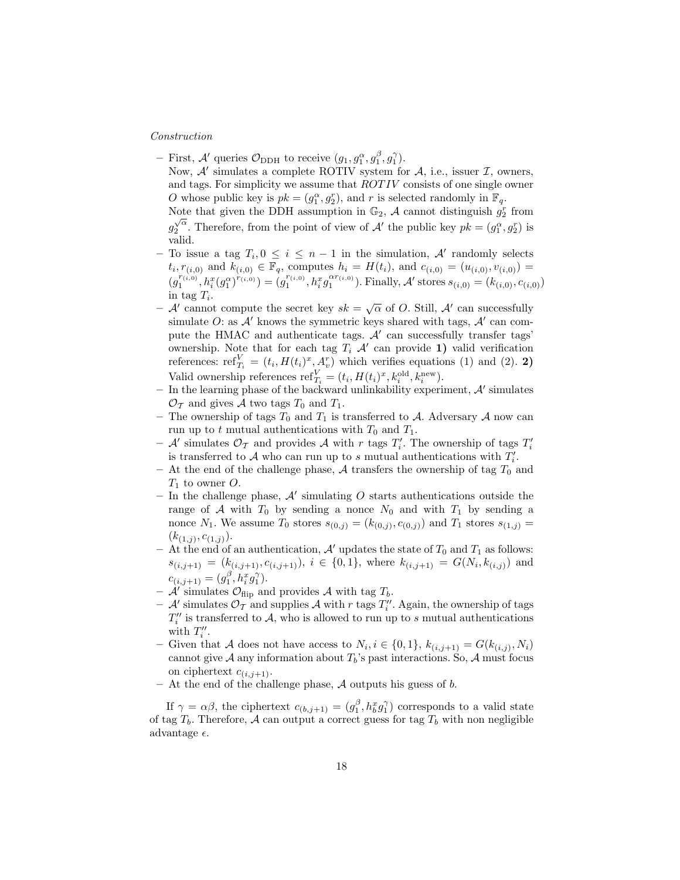*Construction*

- First, $\mathcal{A}'$ queries $\mathcal{O}_{\text{DDH}}$ to receive $(g_1, g_1^{\alpha}, g_1^{\beta}, g_1^{\gamma})$.
  Now, $\mathcal{A}'$ simulates a complete ROTIV system for $\mathcal{A}$, i.e., issuer $\mathcal{I}$, owners, and tags. For simplicity we assume that *ROTIV* consists of one single owner $O$ whose public key is $pk = (g_1^{\alpha}, g_2^{r})$, and $r$ is selected randomly in $\mathbb{F}_q$.
  Note that given the DDH assumption in $\mathbb{G}_2$, $\mathcal{A}$ cannot distinguish $g_2^r$ from $g_2^{\sqrt{\alpha}}$. Therefore, from the point of view of $\mathcal{A}'$ the public key $pk = (g_1^{\alpha}, g_2^{r})$ is valid.
- To issue a tag $T_i, 0 \leq i \leq n-1$ in the simulation, $\mathcal{A}'$ randomly selects $t_i, r_{(i,0)}$ and $k_{(i,0)} \in \mathbb{F}_q$, computes $h_i = H(t_i)$, and $c_{(i,0)} = (u_{(i,0)}, v_{(i,0)}) = (g_1^{r_{(i,0)}}, h_i^x (g_1^{\alpha})^{r_{(i,0)}}) = (g_1^{r_{(i,0)}}, h_i^x g_1^{\alpha r_{(i,0)}})$. Finally, $\mathcal{A}'$ stores $s_{(i,0)} = (k_{(i,0)}, c_{(i,0)})$ in tag $T_i$.
- $\mathcal{A}'$ cannot compute the secret key $sk = \sqrt{\alpha}$ of $O$. Still, $\mathcal{A}'$ can successfully simulate $O$: as $\mathcal{A}'$ knows the symmetric keys shared with tags, $\mathcal{A}'$ can compute the HMAC and authenticate tags. $\mathcal{A}'$ can successfully transfer tags' ownership. Note that for each tag $T_i$ $\mathcal{A}'$ can provide **1)** valid verification references: $\text{ref}_{T_i}^{V} = (t_i, H(t_i)^x, A_v^r)$ which verifies equations (1) and (2). **2)** Valid ownership references $\text{ref}_{T_i}^{V} = (t_i, H(t_i)^x, k_i^{\text{old}}, k_i^{\text{new}})$.
- In the learning phase of the backward unlinkability experiment, $\mathcal{A}'$ simulates $\mathcal{O}_{\mathcal{T}}$ and gives $\mathcal{A}$ two tags $T_0$ and $T_1$.
- The ownership of tags $T_0$ and $T_1$ is transferred to $\mathcal{A}$. Adversary $\mathcal{A}$ now can run up to $t$ mutual authentications with $T_0$ and $T_1$.
- $\mathcal{A}'$ simulates $\mathcal{O}_{\mathcal{T}}$ and provides $\mathcal{A}$ with $r$ tags $T_i'$. The ownership of tags $T_i'$ is transferred to $\mathcal{A}$ who can run up to $s$ mutual authentications with $T_i'$.
- At the end of the challenge phase, $\mathcal{A}$ transfers the ownership of tag $T_0$ and $T_1$ to owner $O$.
- In the challenge phase, $\mathcal{A}'$ simulating $O$ starts authentications outside the range of $\mathcal{A}$ with $T_0$ by sending a nonce $N_0$ and with $T_1$ by sending a nonce $N_1$. We assume $T_0$ stores $s_{(0,j)} = (k_{(0,j)}, c_{(0,j)})$ and $T_1$ stores $s_{(1,j)} = (k_{(1,j)}, c_{(1,j)})$.
- At the end of an authentication, $\mathcal{A}'$ updates the state of $T_0$ and $T_1$ as follows: $s_{(i,j+1)} = (k_{(i,j+1)}, c_{(i,j+1)})$, $i \in \{0,1\}$, where $k_{(i,j+1)} = G(N_i, k_{(i,j)})$ and $c_{(i,j+1)} = (g_1^{\beta}, h_i^x g_1^{\gamma})$.
- $\mathcal{A}'$ simulates $\mathcal{O}_{\text{flip}}$ and provides $\mathcal{A}$ with tag $T_b$.
- $\mathcal{A}'$ simulates $\mathcal{O}_{\mathcal{T}}$ and supplies $\mathcal{A}$ with $r$ tags $T_i''$. Again, the ownership of tags $T_i''$ is transferred to $\mathcal{A}$, who is allowed to run up to $s$ mutual authentications with $T_i''$.
- Given that $\mathcal{A}$ does not have access to $N_i, i \in \{0,1\}$, $k_{(i,j+1)} = G(k_{(i,j)}, N_i)$ cannot give $\mathcal{A}$ any information about $T_b$'s past interactions. So, $\mathcal{A}$ must focus on ciphertext $c_{(i,j+1)}$.
- At the end of the challenge phase, $\mathcal{A}$ outputs his guess of $b$.

If $\gamma = \alpha\beta$, the ciphertext $c_{(b,j+1)} = (g_1^{\beta}, h_b^x g_1^{\gamma})$ corresponds to a valid state of tag $T_b$. Therefore, $\mathcal{A}$ can output a correct guess for tag $T_b$ with non negligible advantage $\epsilon$.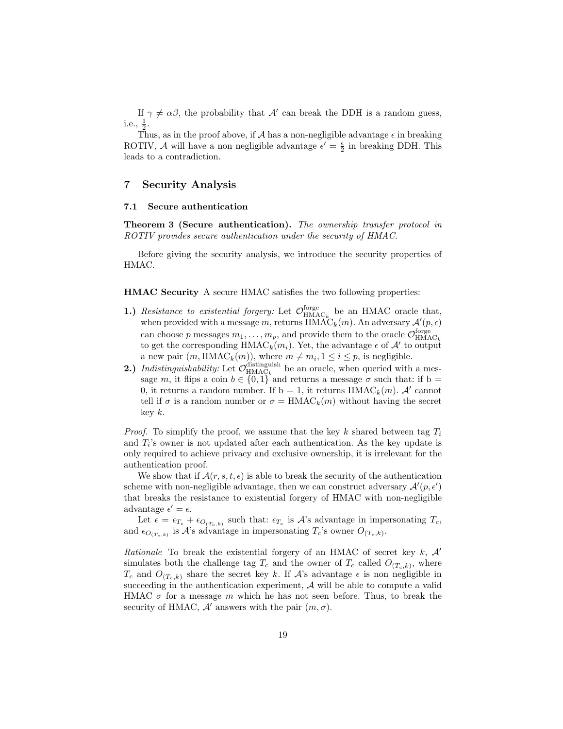If $\gamma \neq \alpha\beta$, the probability that $\mathcal{A}'$ can break the DDH is a random guess, i.e., $\frac{1}{2}$.

Thus, as in the proof above, if $\mathcal{A}$ has a non-negligible advantage $\epsilon$ in breaking ROTIV, $\mathcal{A}$ will have a non negligible advantage $\epsilon' = \frac{\epsilon}{2}$ in breaking DDH. This leads to a contradiction.

## 7 Security Analysis

### 7.1 Secure authentication

**Theorem 3 (Secure authentication).** *The ownership transfer protocol in ROTIV provides secure authentication under the security of HMAC.*

Before giving the security analysis, we introduce the security properties of HMAC.

**HMAC Security** A secure HMAC satisfies the two following properties:

**1.)** *Resistance to existential forgery:* Let $\mathcal{O}^{\text{forge}}_{\text{HMAC}_k}$ be an HMAC oracle that, when provided with a message $m$, returns $\text{HMAC}_k(m)$. An adversary $\mathcal{A}'(p, \epsilon)$ can choose $p$ messages $m_1, \ldots, m_p$, and provide them to the oracle $\mathcal{O}^{\text{forge}}_{\text{HMAC}_k}$ to get the corresponding $\text{HMAC}_k(m_i)$. Yet, the advantage $\epsilon$ of $\mathcal{A}'$ to output a new pair $(m, \text{HMAC}_k(m))$, where $m \neq m_i, 1 \leq i \leq p$, is negligible.

**2.)** *Indistinguishability:* Let $\mathcal{O}^{\text{distinguish}}_{\text{HMAC}_k}$ be an oracle, when queried with a message $m$, it flips a coin $b \in \{0, 1\}$ and returns a message $\sigma$ such that: if b = 0, it returns a random number. If b = 1, it returns $\text{HMAC}_k(m)$. $\mathcal{A}'$ cannot tell if $\sigma$ is a random number or $\sigma = \text{HMAC}_k(m)$ without having the secret key $k$.

*Proof.* To simplify the proof, we assume that the key $k$ shared between tag $T_i$ and $T_i$'s owner is not updated after each authentication. As the key update is only required to achieve privacy and exclusive ownership, it is irrelevant for the authentication proof.

We show that if $\mathcal{A}(r, s, t, \epsilon)$ is able to break the security of the authentication scheme with non-negligible advantage, then we can construct adversary $\mathcal{A}'(p, \epsilon')$ that breaks the resistance to existential forgery of HMAC with non-negligible advantage $\epsilon' = \epsilon$.

Let $\epsilon = \epsilon_{T_c} + \epsilon_{O_{(T_c,k)}}$ such that: $\epsilon_{T_c}$ is $\mathcal{A}$'s advantage in impersonating $T_c$, and $\epsilon_{O_{(T_c,k)}}$ is $\mathcal{A}$'s advantage in impersonating $T_c$'s owner $O_{(T_c,k)}$.

*Rationale* To break the existential forgery of an HMAC of secret key $k$, $\mathcal{A}'$ simulates both the challenge tag $T_c$ and the owner of $T_c$ called $O_{(T_c,k)}$, where $T_c$ and $O_{(T_c,k)}$ share the secret key $k$. If $\mathcal{A}$'s advantage $\epsilon$ is non negligible in succeeding in the authentication experiment, $\mathcal{A}$ will be able to compute a valid HMAC $\sigma$ for a message $m$ which he has not seen before. Thus, to break the security of HMAC, $\mathcal{A}'$ answers with the pair $(m, \sigma)$.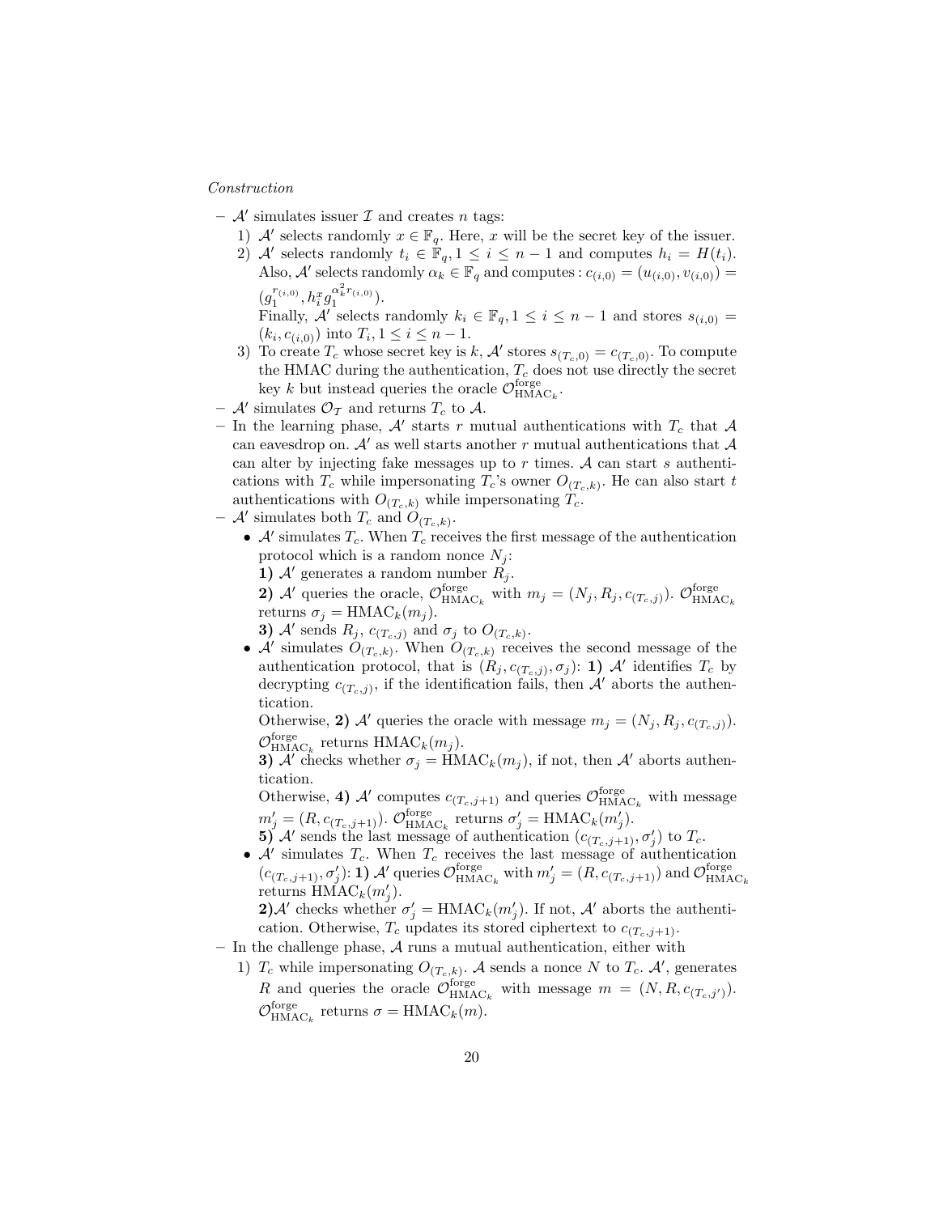*Construction*

- $\mathcal{A}'$ simulates issuer $\mathcal{I}$ and creates $n$ tags:
  1) $\mathcal{A}'$ selects randomly $x \in \mathbb{F}_q$. Here, $x$ will be the secret key of the issuer.
  2) $\mathcal{A}'$ selects randomly $t_i \in \mathbb{F}_q, 1 \leq i \leq n-1$ and computes $h_i = H(t_i)$. Also, $\mathcal{A}'$ selects randomly $\alpha_k \in \mathbb{F}_q$ and computes : $c_{(i,0)} = (u_{(i,0)}, v_{(i,0)}) = (g_1^{r_{(i,0)}}, h_i^x g_1^{\alpha_k^2 r_{(i,0)}})$.
     Finally, $\mathcal{A}'$ selects randomly $k_i \in \mathbb{F}_q, 1 \leq i \leq n-1$ and stores $s_{(i,0)} = (k_i, c_{(i,0)})$ into $T_i, 1 \leq i \leq n-1$.
  3) To create $T_c$ whose secret key is $k$, $\mathcal{A}'$ stores $s_{(T_c,0)} = c_{(T_c,0)}$. To compute the HMAC during the authentication, $T_c$ does not use directly the secret key $k$ but instead queries the oracle $\mathcal{O}^{\text{forge}}_{\text{HMAC}_k}$.
- $\mathcal{A}'$ simulates $\mathcal{O}_{\mathcal{T}}$ and returns $T_c$ to $\mathcal{A}$.
- In the learning phase, $\mathcal{A}'$ starts $r$ mutual authentications with $T_c$ that $\mathcal{A}$ can eavesdrop on. $\mathcal{A}'$ as well starts another $r$ mutual authentications that $\mathcal{A}$ can alter by injecting fake messages up to $r$ times. $\mathcal{A}$ can start $s$ authentications with $T_c$ while impersonating $T_c$'s owner $O_{(T_c,k)}$. He can also start $t$ authentications with $O_{(T_c,k)}$ while impersonating $T_c$.
- $\mathcal{A}'$ simulates both $T_c$ and $O_{(T_c,k)}$.
  - $\mathcal{A}'$ simulates $T_c$. When $T_c$ receives the first message of the authentication protocol which is a random nonce $N_j$:
    **1)** $\mathcal{A}'$ generates a random number $R_j$.
    **2)** $\mathcal{A}'$ queries the oracle, $\mathcal{O}^{\text{forge}}_{\text{HMAC}_k}$ with $m_j = (N_j, R_j, c_{(T_c,j)})$. $\mathcal{O}^{\text{forge}}_{\text{HMAC}_k}$ returns $\sigma_j = \text{HMAC}_k(m_j)$.
    **3)** $\mathcal{A}'$ sends $R_j$, $c_{(T_c,j)}$ and $\sigma_j$ to $O_{(T_c,k)}$.
  - $\mathcal{A}'$ simulates $O_{(T_c,k)}$. When $O_{(T_c,k)}$ receives the second message of the authentication protocol, that is $(R_j, c_{(T_c,j)}, \sigma_j)$: **1)** $\mathcal{A}'$ identifies $T_c$ by decrypting $c_{(T_c,j)}$, if the identification fails, then $\mathcal{A}'$ aborts the authentication.
    Otherwise, **2)** $\mathcal{A}'$ queries the oracle with message $m_j = (N_j, R_j, c_{(T_c,j)})$. $\mathcal{O}^{\text{forge}}_{\text{HMAC}_k}$ returns $\text{HMAC}_k(m_j)$.
    **3)** $\mathcal{A}'$ checks whether $\sigma_j = \text{HMAC}_k(m_j)$, if not, then $\mathcal{A}'$ aborts authentication.
    Otherwise, **4)** $\mathcal{A}'$ computes $c_{(T_c,j+1)}$ and queries $\mathcal{O}^{\text{forge}}_{\text{HMAC}_k}$ with message $m'_j = (R, c_{(T_c,j+1)})$. $\mathcal{O}^{\text{forge}}_{\text{HMAC}_k}$ returns $\sigma'_j = \text{HMAC}_k(m'_j)$.
    **5)** $\mathcal{A}'$ sends the last message of authentication $(c_{(T_c,j+1)}, \sigma'_j)$ to $T_c$.
  - $\mathcal{A}'$ simulates $T_c$. When $T_c$ receives the last message of authentication $(c_{(T_c,j+1)}, \sigma'_j)$: **1)** $\mathcal{A}'$ queries $\mathcal{O}^{\text{forge}}_{\text{HMAC}_k}$ with $m'_j = (R, c_{(T_c,j+1)})$ and $\mathcal{O}^{\text{forge}}_{\text{HMAC}_k}$ returns $\text{HMAC}_k(m'_j)$.
    **2)** $\mathcal{A}'$ checks whether $\sigma'_j = \text{HMAC}_k(m'_j)$. If not, $\mathcal{A}'$ aborts the authentication. Otherwise, $T_c$ updates its stored ciphertext to $c_{(T_c,j+1)}$.
- In the challenge phase, $\mathcal{A}$ runs a mutual authentication, either with
  1) $T_c$ while impersonating $O_{(T_c,k)}$. $\mathcal{A}$ sends a nonce $N$ to $T_c$. $\mathcal{A}'$, generates $R$ and queries the oracle $\mathcal{O}^{\text{forge}}_{\text{HMAC}_k}$ with message $m = (N, R, c_{(T_c,j')})$. $\mathcal{O}^{\text{forge}}_{\text{HMAC}_k}$ returns $\sigma = \text{HMAC}_k(m)$.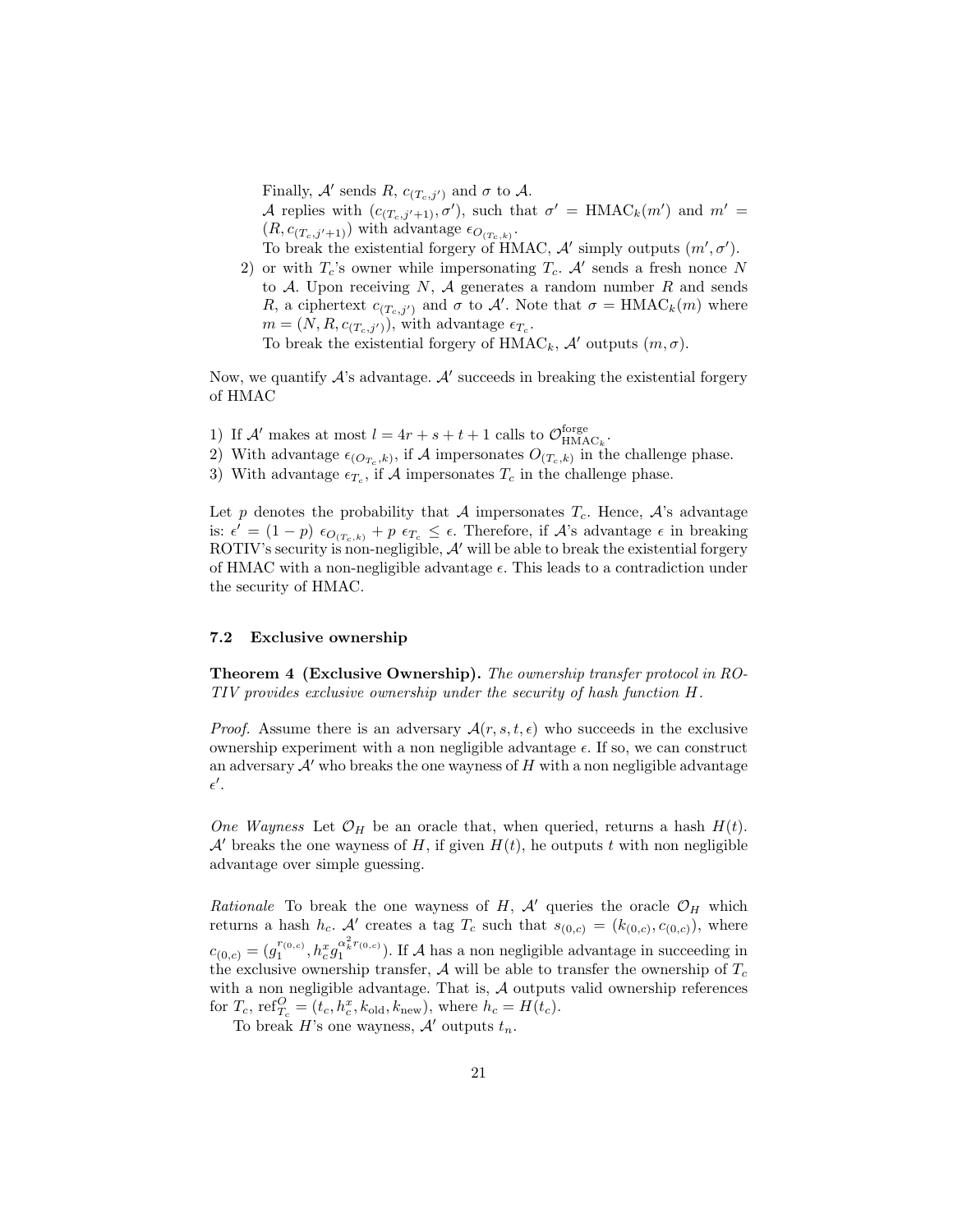Finally, $\mathcal{A}'$ sends $R$, $c_{(T_c,j')}$ and $\sigma$ to $\mathcal{A}$.

$\mathcal{A}$ replies with $(c_{(T_c,j'+1)}, \sigma')$, such that $\sigma' = \text{HMAC}_k(m')$ and $m' = (R, c_{(T_c,j'+1)})$ with advantage $\epsilon_{O_{(T_c,k)}}$.

To break the existential forgery of HMAC, $\mathcal{A}'$ simply outputs $(m', \sigma')$.

2) or with $T_c$'s owner while impersonating $T_c$. $\mathcal{A}'$ sends a fresh nonce $N$ to $\mathcal{A}$. Upon receiving $N$, $\mathcal{A}$ generates a random number $R$ and sends $R$, a ciphertext $c_{(T_c,j')}$ and $\sigma$ to $\mathcal{A}'$. Note that $\sigma = \text{HMAC}_k(m)$ where $m = (N, R, c_{(T_c,j')})$, with advantage $\epsilon_{T_c}$.

To break the existential forgery of $\text{HMAC}_k$, $\mathcal{A}'$ outputs $(m, \sigma)$.

Now, we quantify $\mathcal{A}$'s advantage. $\mathcal{A}'$ succeeds in breaking the existential forgery of HMAC

1) If $\mathcal{A}'$ makes at most $l = 4r + s + t + 1$ calls to $\mathcal{O}^{\text{forge}}_{\text{HMAC}_k}$.
2) With advantage $\epsilon_{(O_{T_c},k)}$, if $\mathcal{A}$ impersonates $O_{(T_c,k)}$ in the challenge phase.
3) With advantage $\epsilon_{T_c}$, if $\mathcal{A}$ impersonates $T_c$ in the challenge phase.

Let $p$ denotes the probability that $\mathcal{A}$ impersonates $T_c$. Hence, $\mathcal{A}$'s advantage is: $\epsilon' = (1-p)\ \epsilon_{O_{(T_c,k)}} + p\ \epsilon_{T_c} \leq \epsilon$. Therefore, if $\mathcal{A}$'s advantage $\epsilon$ in breaking ROTIV's security is non-negligible, $\mathcal{A}'$ will be able to break the existential forgery of HMAC with a non-negligible advantage $\epsilon$. This leads to a contradiction under the security of HMAC.

### 7.2 Exclusive ownership

**Theorem 4 (Exclusive Ownership).** *The ownership transfer protocol in ROTIV provides exclusive ownership under the security of hash function $H$.*

*Proof.* Assume there is an adversary $\mathcal{A}(r, s, t, \epsilon)$ who succeeds in the exclusive ownership experiment with a non negligible advantage $\epsilon$. If so, we can construct an adversary $\mathcal{A}'$ who breaks the one wayness of $H$ with a non negligible advantage $\epsilon'$.

*One Wayness* Let $\mathcal{O}_H$ be an oracle that, when queried, returns a hash $H(t)$. $\mathcal{A}'$ breaks the one wayness of $H$, if given $H(t)$, he outputs $t$ with non negligible advantage over simple guessing.

*Rationale* To break the one wayness of $H$, $\mathcal{A}'$ queries the oracle $\mathcal{O}_H$ which returns a hash $h_c$. $\mathcal{A}'$ creates a tag $T_c$ such that $s_{(0,c)} = (k_{(0,c)}, c_{(0,c)})$, where $c_{(0,c)} = (g_1^{r_{(0,c)}}, h_c^x g_1^{\alpha_k^2 r_{(0,c)}})$. If $\mathcal{A}$ has a non negligible advantage in succeeding in the exclusive ownership transfer, $\mathcal{A}$ will be able to transfer the ownership of $T_c$ with a non negligible advantage. That is, $\mathcal{A}$ outputs valid ownership references for $T_c$, $\text{ref}^O_{T_c} = (t_c, h_c^x, k_{\text{old}}, k_{\text{new}})$, where $h_c = H(t_c)$.

To break $H$'s one wayness, $\mathcal{A}'$ outputs $t_n$.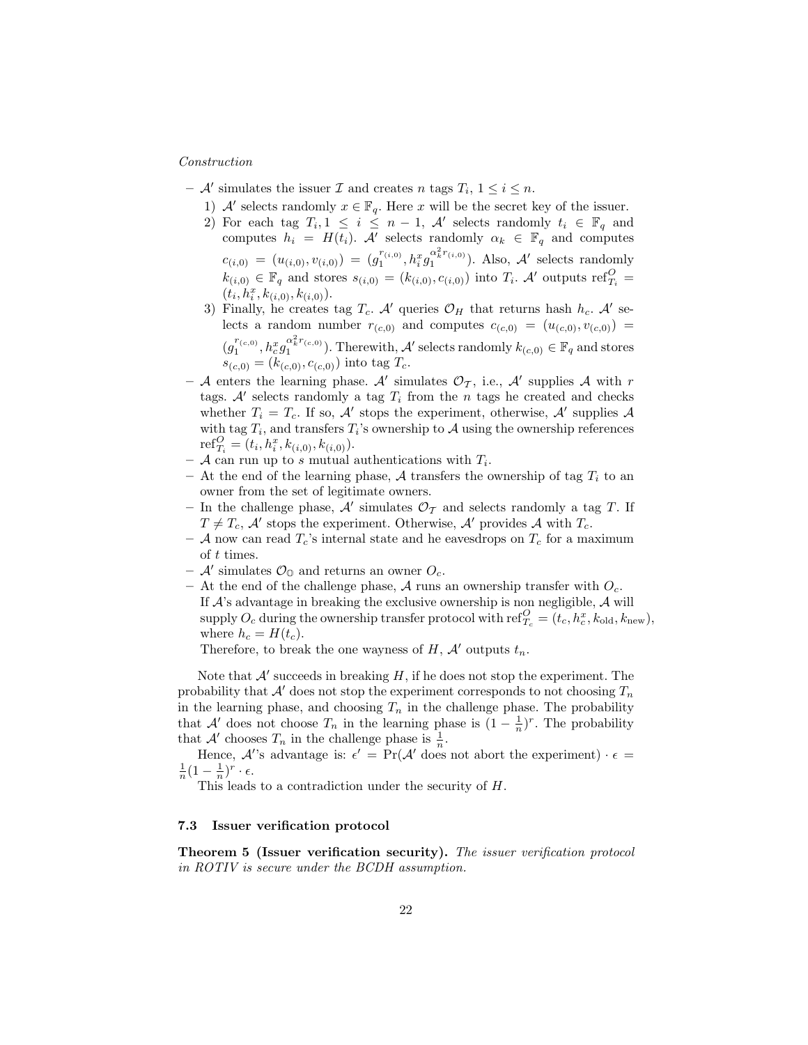*Construction*

- $\mathcal{A}'$ simulates the issuer $\mathcal{I}$ and creates $n$ tags $T_i$, $1 \leq i \leq n$.
  1) $\mathcal{A}'$ selects randomly $x \in \mathbb{F}_q$. Here $x$ will be the secret key of the issuer.
  2) For each tag $T_i, 1 \leq i \leq n-1$, $\mathcal{A}'$ selects randomly $t_i \in \mathbb{F}_q$ and computes $h_i = H(t_i)$. $\mathcal{A}'$ selects randomly $\alpha_k \in \mathbb{F}_q$ and computes $c_{(i,0)} = (u_{(i,0)}, v_{(i,0)}) = (g_1^{r_{(i,0)}}, h_i^x g_1^{\alpha_k^2 r_{(i,0)}})$. Also, $\mathcal{A}'$ selects randomly $k_{(i,0)} \in \mathbb{F}_q$ and stores $s_{(i,0)} = (k_{(i,0)}, c_{(i,0)})$ into $T_i$. $\mathcal{A}'$ outputs $\text{ref}^O_{T_i} = (t_i, h_i^x, k_{(i,0)}, k_{(i,0)})$.
  3) Finally, he creates tag $T_c$. $\mathcal{A}'$ queries $\mathcal{O}_H$ that returns hash $h_c$. $\mathcal{A}'$ selects a random number $r_{(c,0)}$ and computes $c_{(c,0)} = (u_{(c,0)}, v_{(c,0)}) = (g_1^{r_{(c,0)}}, h_c^x g_1^{\alpha_k^2 r_{(c,0)}})$. Therewith, $\mathcal{A}'$ selects randomly $k_{(c,0)} \in \mathbb{F}_q$ and stores $s_{(c,0)} = (k_{(c,0)}, c_{(c,0)})$ into tag $T_c$.
- $\mathcal{A}$ enters the learning phase. $\mathcal{A}'$ simulates $\mathcal{O}_\mathcal{T}$, i.e., $\mathcal{A}'$ supplies $\mathcal{A}$ with $r$ tags. $\mathcal{A}'$ selects randomly a tag $T_i$ from the $n$ tags he created and checks whether $T_i = T_c$. If so, $\mathcal{A}'$ stops the experiment, otherwise, $\mathcal{A}'$ supplies $\mathcal{A}$ with tag $T_i$, and transfers $T_i$'s ownership to $\mathcal{A}$ using the ownership references $\text{ref}^O_{T_i} = (t_i, h_i^x, k_{(i,0)}, k_{(i,0)})$.
- $\mathcal{A}$ can run up to $s$ mutual authentications with $T_i$.
- At the end of the learning phase, $\mathcal{A}$ transfers the ownership of tag $T_i$ to an owner from the set of legitimate owners.
- In the challenge phase, $\mathcal{A}'$ simulates $\mathcal{O}_\mathcal{T}$ and selects randomly a tag $T$. If $T \neq T_c$, $\mathcal{A}'$ stops the experiment. Otherwise, $\mathcal{A}'$ provides $\mathcal{A}$ with $T_c$.
- $\mathcal{A}$ now can read $T_c$'s internal state and he eavesdrops on $T_c$ for a maximum of $t$ times.
- $\mathcal{A}'$ simulates $\mathcal{O}_\mathbb{O}$ and returns an owner $O_c$.
- At the end of the challenge phase, $\mathcal{A}$ runs an ownership transfer with $O_c$. If $\mathcal{A}$'s advantage in breaking the exclusive ownership is non negligible, $\mathcal{A}$ will supply $O_c$ during the ownership transfer protocol with $\text{ref}^O_{T_c} = (t_c, h_c^x, k_{\text{old}}, k_{\text{new}})$, where $h_c = H(t_c)$.

  Therefore, to break the one wayness of $H$, $\mathcal{A}'$ outputs $t_n$.

Note that $\mathcal{A}'$ succeeds in breaking $H$, if he does not stop the experiment. The probability that $\mathcal{A}'$ does not stop the experiment corresponds to not choosing $T_n$ in the learning phase, and choosing $T_n$ in the challenge phase. The probability that $\mathcal{A}'$ does not choose $T_n$ in the learning phase is $(1-\frac{1}{n})^r$. The probability that $\mathcal{A}'$ chooses $T_n$ in the challenge phase is $\frac{1}{n}$.

Hence, $\mathcal{A}'$'s advantage is: $\epsilon' = \Pr(\mathcal{A}' \text{ does not abort the experiment}) \cdot \epsilon = \frac{1}{n}(1-\frac{1}{n})^r \cdot \epsilon$.

This leads to a contradiction under the security of $H$.

### 7.3 Issuer verification protocol

**Theorem 5 (Issuer verification security).** *The issuer verification protocol in ROTIV is secure under the BCDH assumption.*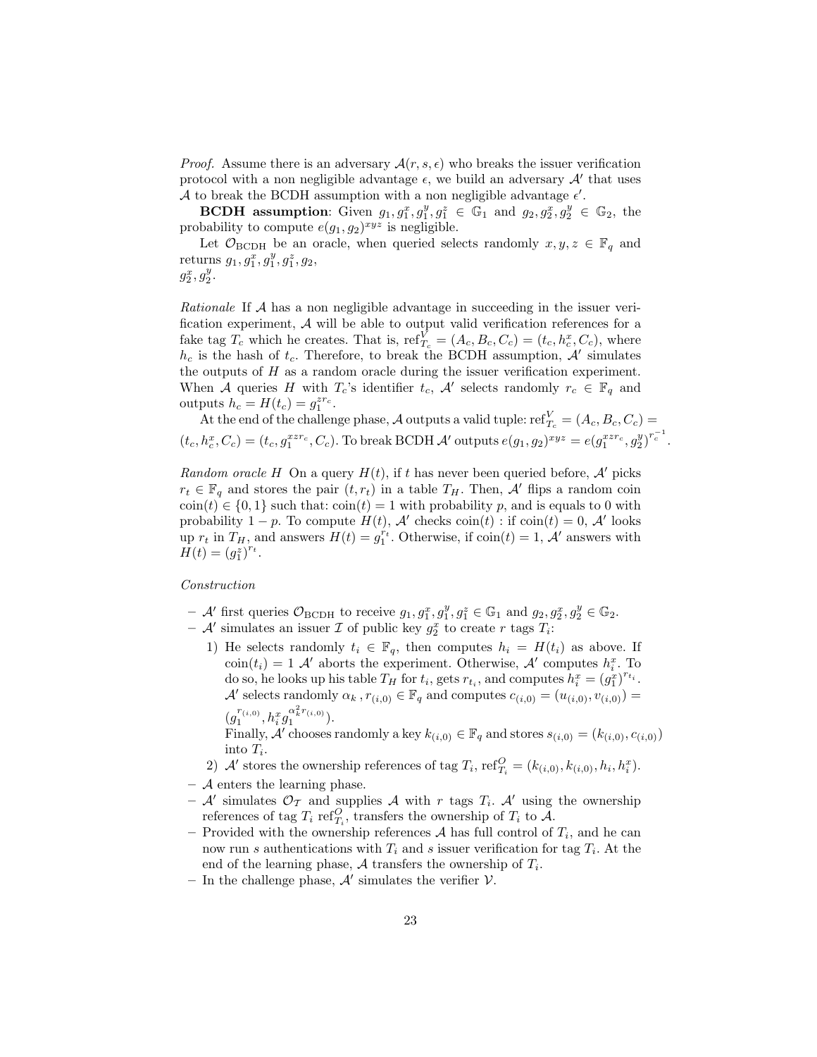*Proof.* Assume there is an adversary $\mathcal{A}(r, s, \epsilon)$ who breaks the issuer verification protocol with a non negligible advantage $\epsilon$, we build an adversary $\mathcal{A}'$ that uses $\mathcal{A}$ to break the BCDH assumption with a non negligible advantage $\epsilon'$.

**BCDH assumption**: Given $g_1, g_1^x, g_1^y, g_1^z \in \mathbb{G}_1$ and $g_2, g_2^x, g_2^y \in \mathbb{G}_2$, the probability to compute $e(g_1, g_2)^{xyz}$ is negligible.

Let $\mathcal{O}_{\text{BCDH}}$ be an oracle, when queried selects randomly $x, y, z \in \mathbb{F}_q$ and returns $g_1, g_1^x, g_1^y, g_1^z, g_2,$
$g_2^x, g_2^y$.

*Rationale* If $\mathcal{A}$ has a non negligible advantage in succeeding in the issuer verification experiment, $\mathcal{A}$ will be able to output valid verification references for a fake tag $T_c$ which he creates. That is, $\text{ref}_{T_c}^V = (A_c, B_c, C_c) = (t_c, h_c^x, C_c)$, where $h_c$ is the hash of $t_c$. Therefore, to break the BCDH assumption, $\mathcal{A}'$ simulates the outputs of $H$ as a random oracle during the issuer verification experiment. When $\mathcal{A}$ queries $H$ with $T_c$'s identifier $t_c$, $\mathcal{A}'$ selects randomly $r_c \in \mathbb{F}_q$ and outputs $h_c = H(t_c) = g_1^{zr_c}$.

At the end of the challenge phase, $\mathcal{A}$ outputs a valid tuple: $\text{ref}_{T_c}^V = (A_c, B_c, C_c) = (t_c, h_c^x, C_c) = (t_c, g_1^{xzr_c}, C_c)$. To break BCDH $\mathcal{A}'$ outputs $e(g_1, g_2)^{xyz} = e(g_1^{xzr_c}, g_2^y)^{r_c^{-1}}$.

*Random oracle H* On a query $H(t)$, if $t$ has never been queried before, $\mathcal{A}'$ picks $r_t \in \mathbb{F}_q$ and stores the pair $(t, r_t)$ in a table $T_H$. Then, $\mathcal{A}'$ flips a random coin $\text{coin}(t) \in \{0, 1\}$ such that: $\text{coin}(t) = 1$ with probability $p$, and is equals to 0 with probability $1 - p$. To compute $H(t)$, $\mathcal{A}'$ checks $\text{coin}(t)$ : if $\text{coin}(t) = 0$, $\mathcal{A}'$ looks up $r_t$ in $T_H$, and answers $H(t) = g_1^{r_t}$. Otherwise, if $\text{coin}(t) = 1$, $\mathcal{A}'$ answers with $H(t) = (g_1^z)^{r_t}$.

*Construction*

- $\mathcal{A}'$ first queries $\mathcal{O}_{\text{BCDH}}$ to receive $g_1, g_1^x, g_1^y, g_1^z \in \mathbb{G}_1$ and $g_2, g_2^x, g_2^y \in \mathbb{G}_2$.
- $\mathcal{A}'$ simulates an issuer $\mathcal{I}$ of public key $g_2^x$ to create $r$ tags $T_i$:
  1) He selects randomly $t_i \in \mathbb{F}_q$, then computes $h_i = H(t_i)$ as above. If $\text{coin}(t_i) = 1$ $\mathcal{A}'$ aborts the experiment. Otherwise, $\mathcal{A}'$ computes $h_i^x$. To do so, he looks up his table $T_H$ for $t_i$, gets $r_{t_i}$, and computes $h_i^x = (g_1^x)^{r_{t_i}}$. $\mathcal{A}'$ selects randomly $\alpha_k$ , $r_{(i,0)} \in \mathbb{F}_q$ and computes $c_{(i,0)} = (u_{(i,0)}, v_{(i,0)}) = (g_1^{r_{(i,0)}}, h_i^x g_1^{\alpha_k^2 r_{(i,0)}})$.
     Finally, $\mathcal{A}'$ chooses randomly a key $k_{(i,0)} \in \mathbb{F}_q$ and stores $s_{(i,0)} = (k_{(i,0)}, c_{(i,0)})$ into $T_i$.
  2) $\mathcal{A}'$ stores the ownership references of tag $T_i$, $\text{ref}_{T_i}^O = (k_{(i,0)}, k_{(i,0)}, h_i, h_i^x)$.
- $\mathcal{A}$ enters the learning phase.
- $\mathcal{A}'$ simulates $\mathcal{O}_{\mathcal{T}}$ and supplies $\mathcal{A}$ with $r$ tags $T_i$. $\mathcal{A}'$ using the ownership references of tag $T_i$ $\text{ref}_{T_i}^O$, transfers the ownership of $T_i$ to $\mathcal{A}$.
- Provided with the ownership references $\mathcal{A}$ has full control of $T_i$, and he can now run $s$ authentications with $T_i$ and $s$ issuer verification for tag $T_i$. At the end of the learning phase, $\mathcal{A}$ transfers the ownership of $T_i$.
- In the challenge phase, $\mathcal{A}'$ simulates the verifier $\mathcal{V}$.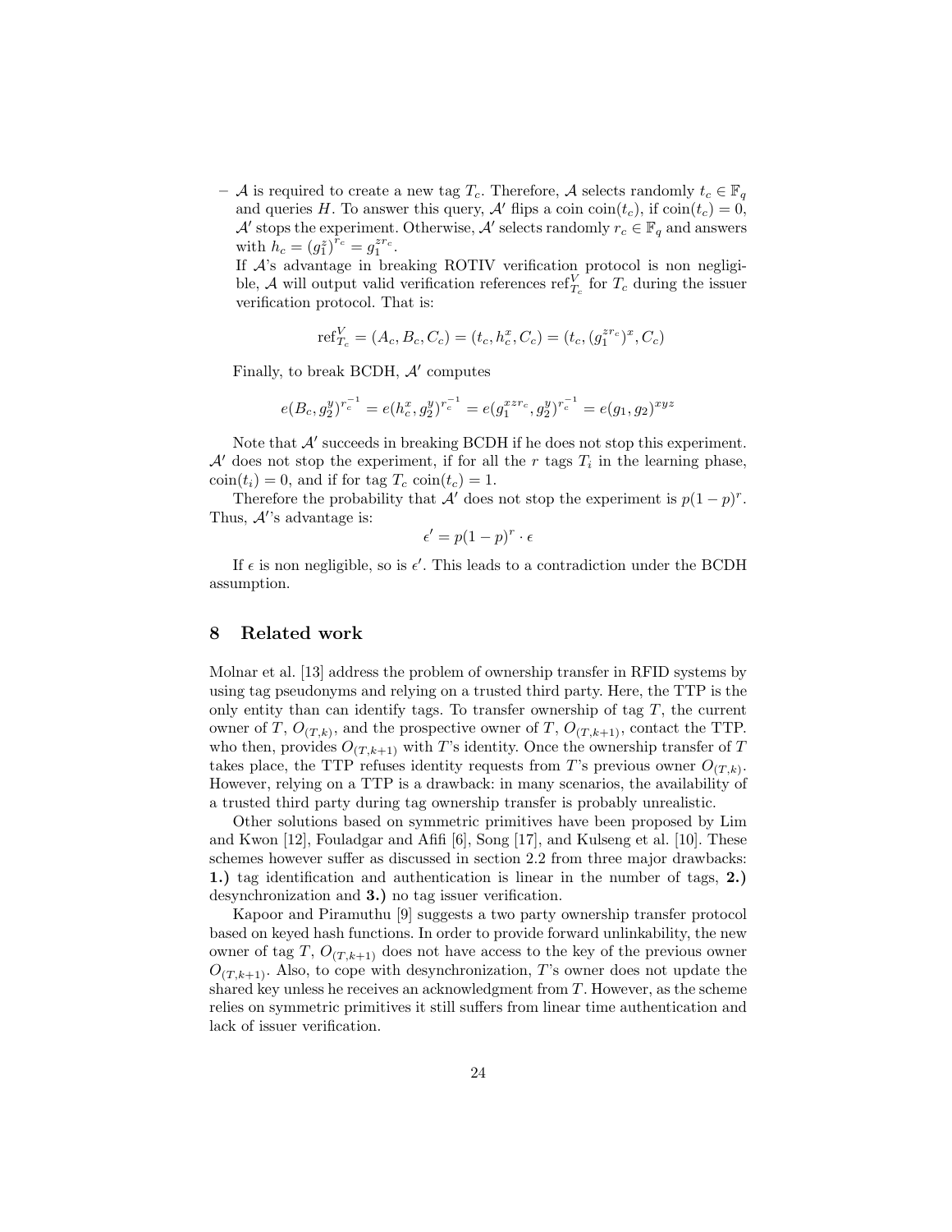- $\mathcal{A}$ is required to create a new tag $T_c$. Therefore, $\mathcal{A}$ selects randomly $t_c \in \mathbb{F}_q$ and queries $H$. To answer this query, $\mathcal{A}'$ flips a coin $\text{coin}(t_c)$, if $\text{coin}(t_c) = 0$, $\mathcal{A}'$ stops the experiment. Otherwise, $\mathcal{A}'$ selects randomly $r_c \in \mathbb{F}_q$ and answers with $h_c = (g_1^z)^{r_c} = g_1^{zr_c}$.

  If $\mathcal{A}$'s advantage in breaking ROTIV verification protocol is non negligible, $\mathcal{A}$ will output valid verification references $\text{ref}_{T_c}^V$ for $T_c$ during the issuer verification protocol. That is:

$$\text{ref}_{T_c}^V = (A_c, B_c, C_c) = (t_c, h_c^x, C_c) = (t_c, (g_1^{zr_c})^x, C_c)$$

  Finally, to break BCDH, $\mathcal{A}'$ computes

$$e(B_c, g_2^y)^{r_c^{-1}} = e(h_c^x, g_2^y)^{r_c^{-1}} = e(g_1^{xzr_c}, g_2^y)^{r_c^{-1}} = e(g_1, g_2)^{xyz}$$

  Note that $\mathcal{A}'$ succeeds in breaking BCDH if he does not stop this experiment. $\mathcal{A}'$ does not stop the experiment, if for all the $r$ tags $T_i$ in the learning phase, $\text{coin}(t_i) = 0$, and if for tag $T_c$ $\text{coin}(t_c) = 1$.

  Therefore the probability that $\mathcal{A}'$ does not stop the experiment is $p(1-p)^r$. Thus, $\mathcal{A}'$'s advantage is:

$$\epsilon' = p(1-p)^r \cdot \epsilon$$

  If $\epsilon$ is non negligible, so is $\epsilon'$. This leads to a contradiction under the BCDH assumption.

## 8 Related work

Molnar et al. [13] address the problem of ownership transfer in RFID systems by using tag pseudonyms and relying on a trusted third party. Here, the TTP is the only entity than can identify tags. To transfer ownership of tag $T$, the current owner of $T$, $O_{(T,k)}$, and the prospective owner of $T$, $O_{(T,k+1)}$, contact the TTP. who then, provides $O_{(T,k+1)}$ with $T$'s identity. Once the ownership transfer of $T$ takes place, the TTP refuses identity requests from $T$'s previous owner $O_{(T,k)}$. However, relying on a TTP is a drawback: in many scenarios, the availability of a trusted third party during tag ownership transfer is probably unrealistic.

Other solutions based on symmetric primitives have been proposed by Lim and Kwon [12], Fouladgar and Afifi [6], Song [17], and Kulseng et al. [10]. These schemes however suffer as discussed in section 2.2 from three major drawbacks: **1.)** tag identification and authentication is linear in the number of tags, **2.)** desynchronization and **3.)** no tag issuer verification.

Kapoor and Piramuthu [9] suggests a two party ownership transfer protocol based on keyed hash functions. In order to provide forward unlinkability, the new owner of tag $T$, $O_{(T,k+1)}$ does not have access to the key of the previous owner $O_{(T,k+1)}$. Also, to cope with desynchronization, $T$'s owner does not update the shared key unless he receives an acknowledgment from $T$. However, as the scheme relies on symmetric primitives it still suffers from linear time authentication and lack of issuer verification.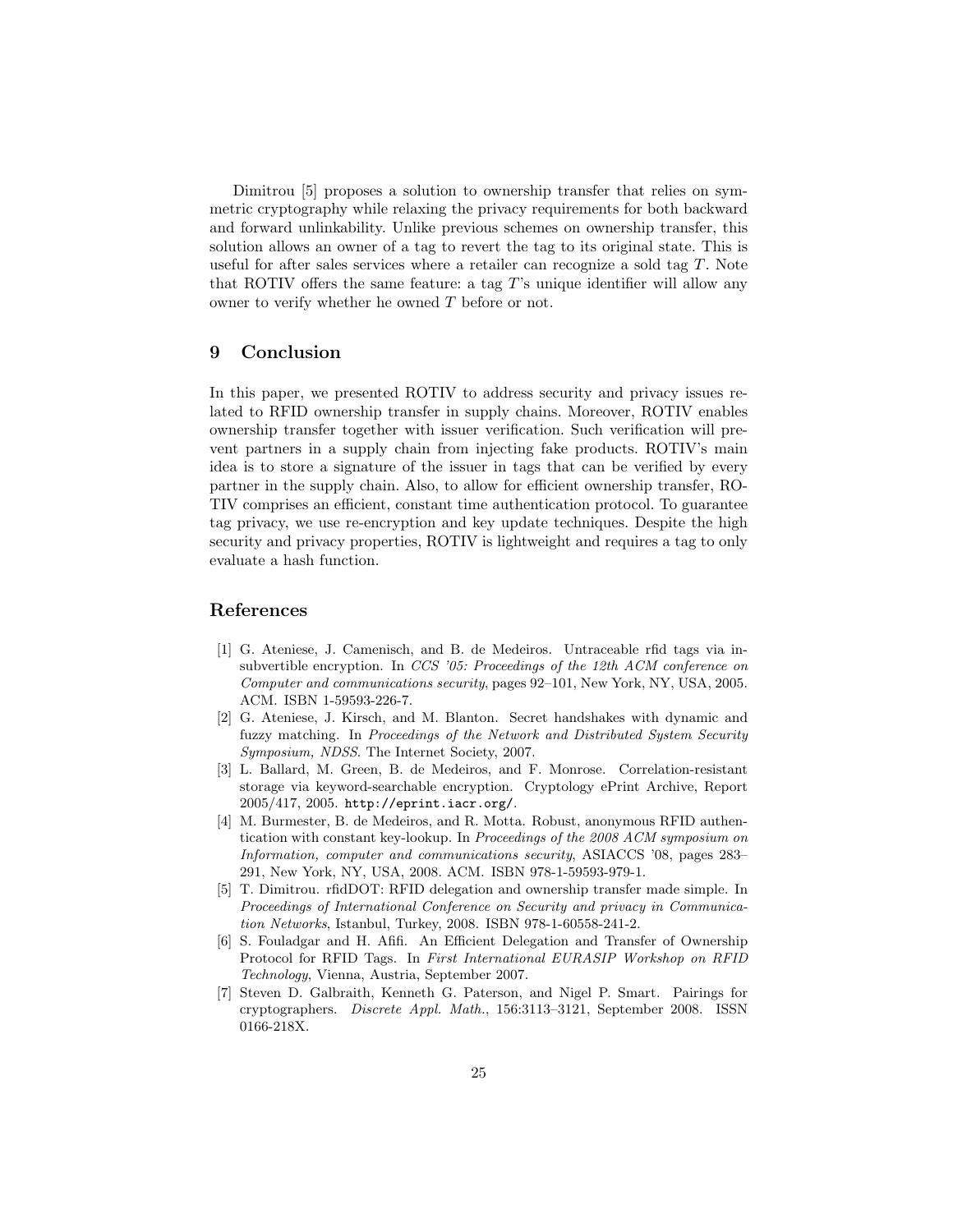Dimitrou [5] proposes a solution to ownership transfer that relies on symmetric cryptography while relaxing the privacy requirements for both backward and forward unlinkability. Unlike previous schemes on ownership transfer, this solution allows an owner of a tag to revert the tag to its original state. This is useful for after sales services where a retailer can recognize a sold tag $T$. Note that ROTIV offers the same feature: a tag $T$'s unique identifier will allow any owner to verify whether he owned $T$ before or not.

## 9 Conclusion

In this paper, we presented ROTIV to address security and privacy issues related to RFID ownership transfer in supply chains. Moreover, ROTIV enables ownership transfer together with issuer verification. Such verification will prevent partners in a supply chain from injecting fake products. ROTIV's main idea is to store a signature of the issuer in tags that can be verified by every partner in the supply chain. Also, to allow for efficient ownership transfer, ROTIV comprises an efficient, constant time authentication protocol. To guarantee tag privacy, we use re-encryption and key update techniques. Despite the high security and privacy properties, ROTIV is lightweight and requires a tag to only evaluate a hash function.

## References

[1] G. Ateniese, J. Camenisch, and B. de Medeiros. Untraceable rfid tags via insubvertible encryption. In *CCS '05: Proceedings of the 12th ACM conference on Computer and communications security*, pages 92–101, New York, NY, USA, 2005. ACM. ISBN 1-59593-226-7.

[2] G. Ateniese, J. Kirsch, and M. Blanton. Secret handshakes with dynamic and fuzzy matching. In *Proceedings of the Network and Distributed System Security Symposium, NDSS*. The Internet Society, 2007.

[3] L. Ballard, M. Green, B. de Medeiros, and F. Monrose. Correlation-resistant storage via keyword-searchable encryption. Cryptology ePrint Archive, Report 2005/417, 2005. `http://eprint.iacr.org/`.

[4] M. Burmester, B. de Medeiros, and R. Motta. Robust, anonymous RFID authentication with constant key-lookup. In *Proceedings of the 2008 ACM symposium on Information, computer and communications security*, ASIACCS '08, pages 283–291, New York, NY, USA, 2008. ACM. ISBN 978-1-59593-979-1.

[5] T. Dimitrou. rfidDOT: RFID delegation and ownership transfer made simple. In *Proceedings of International Conference on Security and privacy in Communication Networks*, Istanbul, Turkey, 2008. ISBN 978-1-60558-241-2.

[6] S. Fouladgar and H. Afifi. An Efficient Delegation and Transfer of Ownership Protocol for RFID Tags. In *First International EURASIP Workshop on RFID Technology*, Vienna, Austria, September 2007.

[7] Steven D. Galbraith, Kenneth G. Paterson, and Nigel P. Smart. Pairings for cryptographers. *Discrete Appl. Math.*, 156:3113–3121, September 2008. ISSN 0166-218X.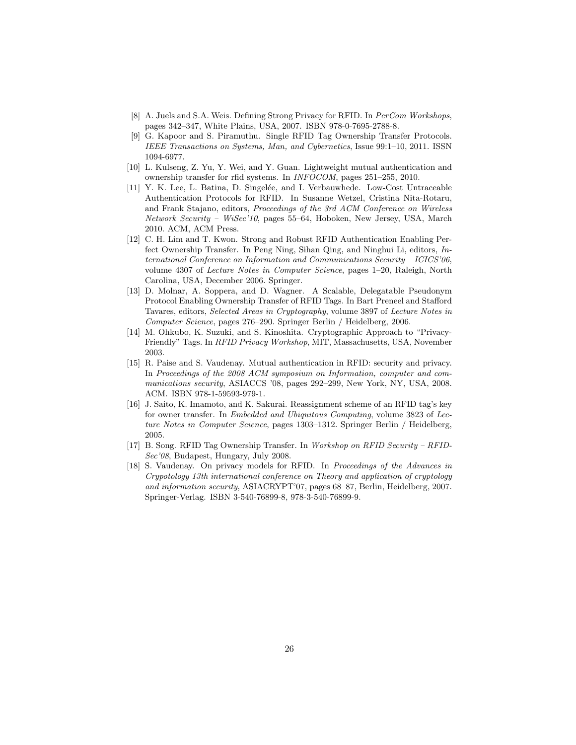[8] A. Juels and S.A. Weis. Defining Strong Privacy for RFID. In *PerCom Workshops*, pages 342–347, White Plains, USA, 2007. ISBN 978-0-7695-2788-8.

[9] G. Kapoor and S. Piramuthu. Single RFID Tag Ownership Transfer Protocols. *IEEE Transactions on Systems, Man, and Cybernetics*, Issue 99:1–10, 2011. ISSN 1094-6977.

[10] L. Kulseng, Z. Yu, Y. Wei, and Y. Guan. Lightweight mutual authentication and ownership transfer for rfid systems. In *INFOCOM*, pages 251–255, 2010.

[11] Y. K. Lee, L. Batina, D. Singelée, and I. Verbauwhede. Low-Cost Untraceable Authentication Protocols for RFID. In Susanne Wetzel, Cristina Nita-Rotaru, and Frank Stajano, editors, *Proceedings of the 3rd ACM Conference on Wireless Network Security – WiSec'10*, pages 55–64, Hoboken, New Jersey, USA, March 2010. ACM, ACM Press.

[12] C. H. Lim and T. Kwon. Strong and Robust RFID Authentication Enabling Perfect Ownership Transfer. In Peng Ning, Sihan Qing, and Ninghui Li, editors, *International Conference on Information and Communications Security – ICICS'06*, volume 4307 of *Lecture Notes in Computer Science*, pages 1–20, Raleigh, North Carolina, USA, December 2006. Springer.

[13] D. Molnar, A. Soppera, and D. Wagner. A Scalable, Delegatable Pseudonym Protocol Enabling Ownership Transfer of RFID Tags. In Bart Preneel and Stafford Tavares, editors, *Selected Areas in Cryptography*, volume 3897 of *Lecture Notes in Computer Science*, pages 276–290. Springer Berlin / Heidelberg, 2006.

[14] M. Ohkubo, K. Suzuki, and S. Kinoshita. Cryptographic Approach to "Privacy-Friendly" Tags. In *RFID Privacy Workshop*, MIT, Massachusetts, USA, November 2003.

[15] R. Paise and S. Vaudenay. Mutual authentication in RFID: security and privacy. In *Proceedings of the 2008 ACM symposium on Information, computer and communications security*, ASIACCS '08, pages 292–299, New York, NY, USA, 2008. ACM. ISBN 978-1-59593-979-1.

[16] J. Saito, K. Imamoto, and K. Sakurai. Reassignment scheme of an RFID tag's key for owner transfer. In *Embedded and Ubiquitous Computing*, volume 3823 of *Lecture Notes in Computer Science*, pages 1303–1312. Springer Berlin / Heidelberg, 2005.

[17] B. Song. RFID Tag Ownership Transfer. In *Workshop on RFID Security – RFIDSec'08*, Budapest, Hungary, July 2008.

[18] S. Vaudenay. On privacy models for RFID. In *Proceedings of the Advances in Crypotology 13th international conference on Theory and application of cryptology and information security*, ASIACRYPT'07, pages 68–87, Berlin, Heidelberg, 2007. Springer-Verlag. ISBN 3-540-76899-8, 978-3-540-76899-9.